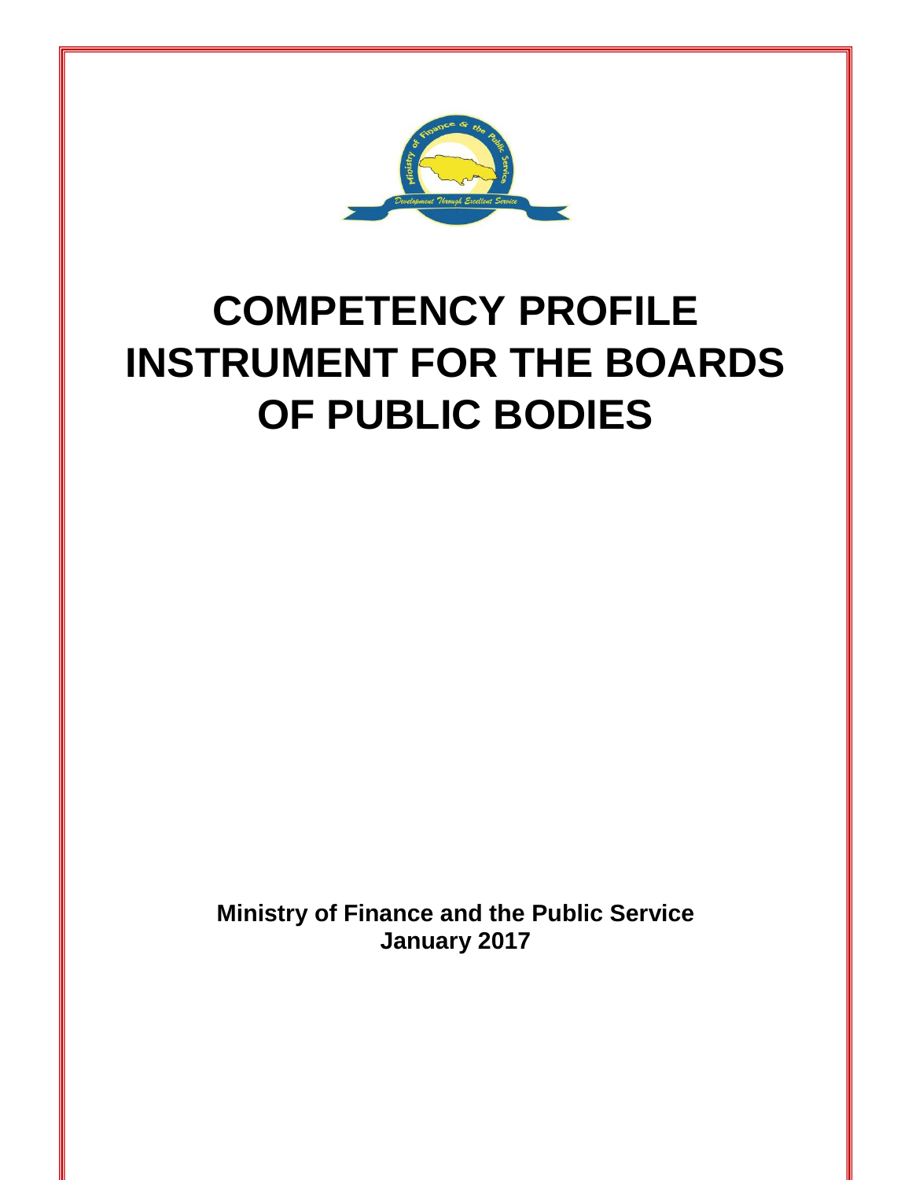# COMPETENCY PROFILE INSTRUMENT FOR THE BOARDS OF PUBLIC BODIES

**Ministry of Finance and the Public Service**
**January 2017**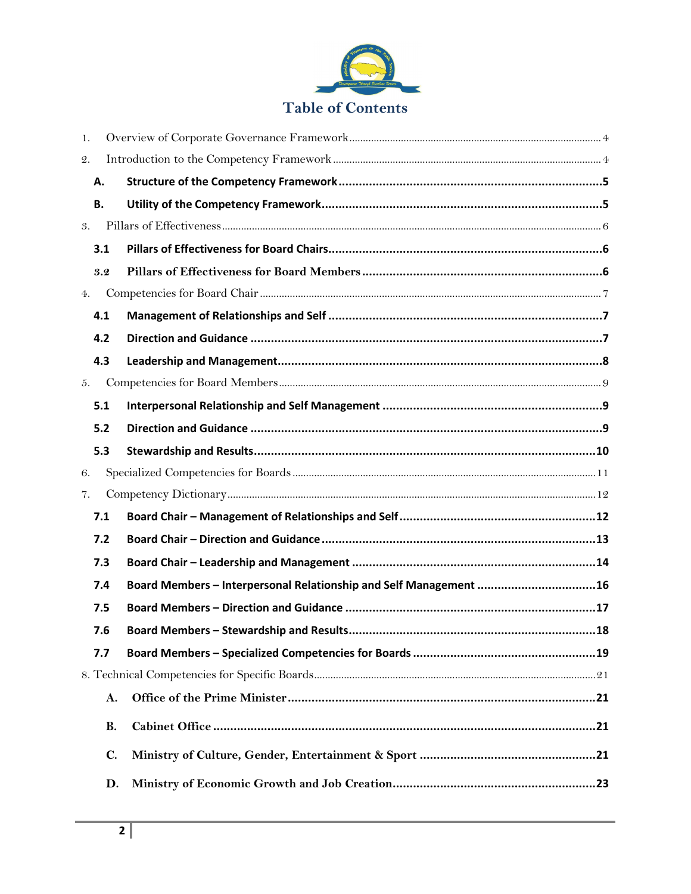# Table of Contents

1. Overview of Corporate Governance Framework ..... 4
2. Introduction to the Competency Framework ..... 4
   - **A. Structure of the Competency Framework ..... 5**
   - **B. Utility of the Competency Framework ..... 5**
3. Pillars of Effectiveness ..... 6
   - **3.1 Pillars of Effectiveness for Board Chairs ..... 6**
   - **3.2 Pillars of Effectiveness for Board Members ..... 6**
4. Competencies for Board Chair ..... 7
   - **4.1 Management of Relationships and Self ..... 7**
   - **4.2 Direction and Guidance ..... 7**
   - **4.3 Leadership and Management ..... 8**
5. Competencies for Board Members ..... 9
   - **5.1 Interpersonal Relationship and Self Management ..... 9**
   - **5.2 Direction and Guidance ..... 9**
   - **5.3 Stewardship and Results ..... 10**
6. Specialized Competencies for Boards ..... 11
7. Competency Dictionary ..... 12
   - **7.1 Board Chair – Management of Relationships and Self ..... 12**
   - **7.2 Board Chair – Direction and Guidance ..... 13**
   - **7.3 Board Chair – Leadership and Management ..... 14**
   - **7.4 Board Members – Interpersonal Relationship and Self Management ..... 16**
   - **7.5 Board Members – Direction and Guidance ..... 17**
   - **7.6 Board Members – Stewardship and Results ..... 18**
   - **7.7 Board Members – Specialized Competencies for Boards ..... 19**
8. Technical Competencies for Specific Boards ..... 21
   - **A. Office of the Prime Minister ..... 21**
   - **B. Cabinet Office ..... 21**
   - **C. Ministry of Culture, Gender, Entertainment & Sport ..... 21**
   - **D. Ministry of Economic Growth and Job Creation ..... 23**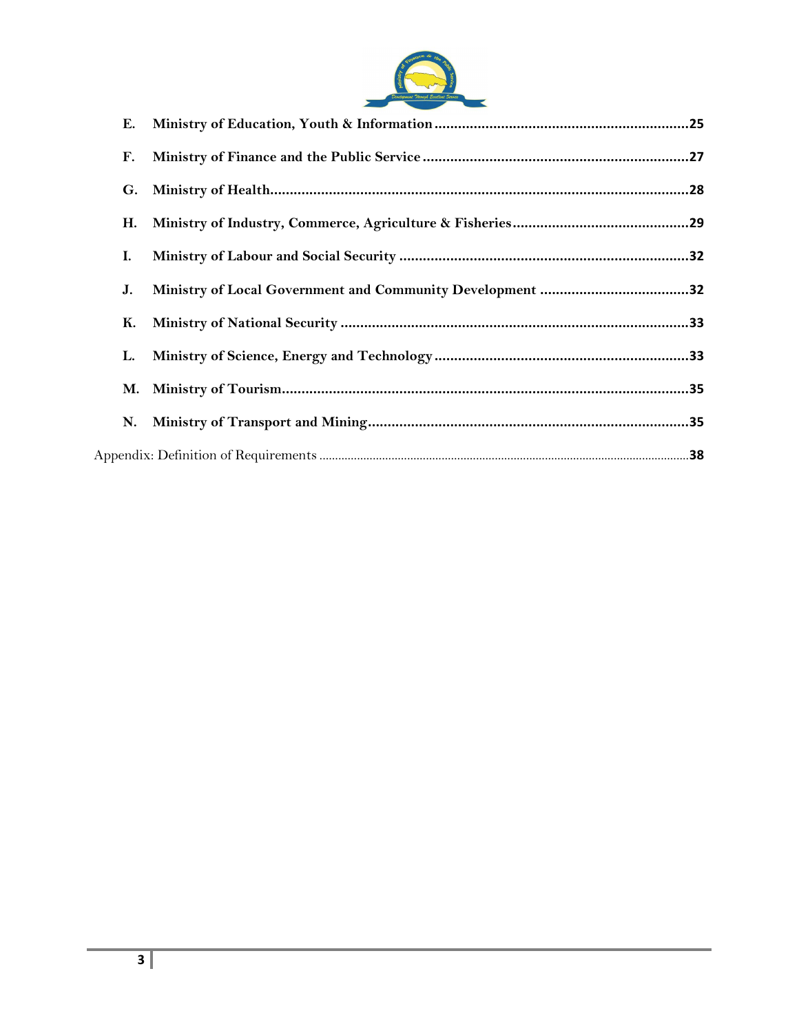E. **Ministry of Education, Youth & Information** ........................................................................ 25

F. **Ministry of Finance and the Public Service** ........................................................................ 27

G. **Ministry of Health** ........................................................................................................... 28

H. **Ministry of Industry, Commerce, Agriculture & Fisheries** ................................................ 29

I. **Ministry of Labour and Social Security** ............................................................................ 32

J. **Ministry of Local Government and Community Development** ......................................... 32

K. **Ministry of National Security** ........................................................................................... 33

L. **Ministry of Science, Energy and Technology** .................................................................... 33

M. **Ministry of Tourism** ........................................................................................................ 35

N. **Ministry of Transport and Mining** ................................................................................... 35

Appendix: Definition of Requirements ...................................................................................... 38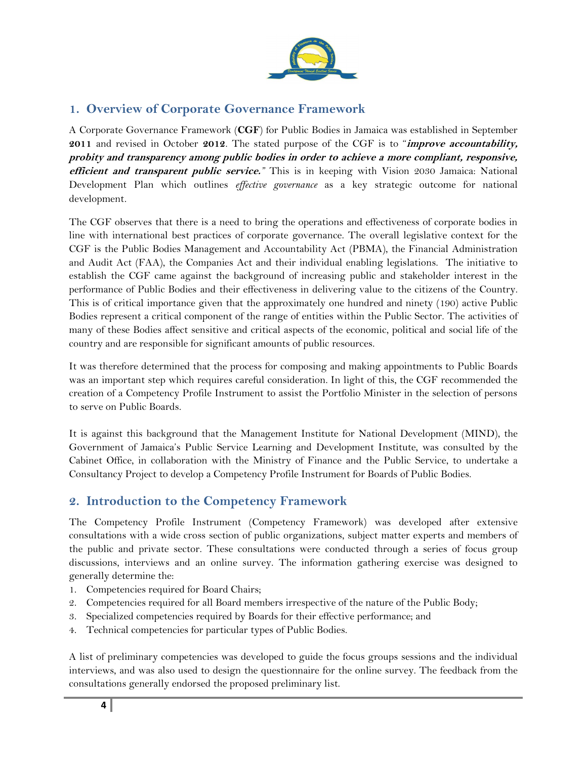## 1. Overview of Corporate Governance Framework

A Corporate Governance Framework (**CGF**) for Public Bodies in Jamaica was established in September **2011** and revised in October **2012**. The stated purpose of the CGF is to "***improve accountability, probity and transparency among public bodies in order to achieve a more compliant, responsive, efficient and transparent public service.***" This is in keeping with Vision 2030 Jamaica: National Development Plan which outlines *effective governance* as a key strategic outcome for national development.

The CGF observes that there is a need to bring the operations and effectiveness of corporate bodies in line with international best practices of corporate governance. The overall legislative context for the CGF is the Public Bodies Management and Accountability Act (PBMA), the Financial Administration and Audit Act (FAA), the Companies Act and their individual enabling legislations. The initiative to establish the CGF came against the background of increasing public and stakeholder interest in the performance of Public Bodies and their effectiveness in delivering value to the citizens of the Country. This is of critical importance given that the approximately one hundred and ninety (190) active Public Bodies represent a critical component of the range of entities within the Public Sector. The activities of many of these Bodies affect sensitive and critical aspects of the economic, political and social life of the country and are responsible for significant amounts of public resources.

It was therefore determined that the process for composing and making appointments to Public Boards was an important step which requires careful consideration. In light of this, the CGF recommended the creation of a Competency Profile Instrument to assist the Portfolio Minister in the selection of persons to serve on Public Boards.

It is against this background that the Management Institute for National Development (MIND), the Government of Jamaica's Public Service Learning and Development Institute, was consulted by the Cabinet Office, in collaboration with the Ministry of Finance and the Public Service, to undertake a Consultancy Project to develop a Competency Profile Instrument for Boards of Public Bodies.

## 2. Introduction to the Competency Framework

The Competency Profile Instrument (Competency Framework) was developed after extensive consultations with a wide cross section of public organizations, subject matter experts and members of the public and private sector. These consultations were conducted through a series of focus group discussions, interviews and an online survey. The information gathering exercise was designed to generally determine the:

1. Competencies required for Board Chairs;
2. Competencies required for all Board members irrespective of the nature of the Public Body;
3. Specialized competencies required by Boards for their effective performance; and
4. Technical competencies for particular types of Public Bodies.

A list of preliminary competencies was developed to guide the focus groups sessions and the individual interviews, and was also used to design the questionnaire for the online survey. The feedback from the consultations generally endorsed the proposed preliminary list.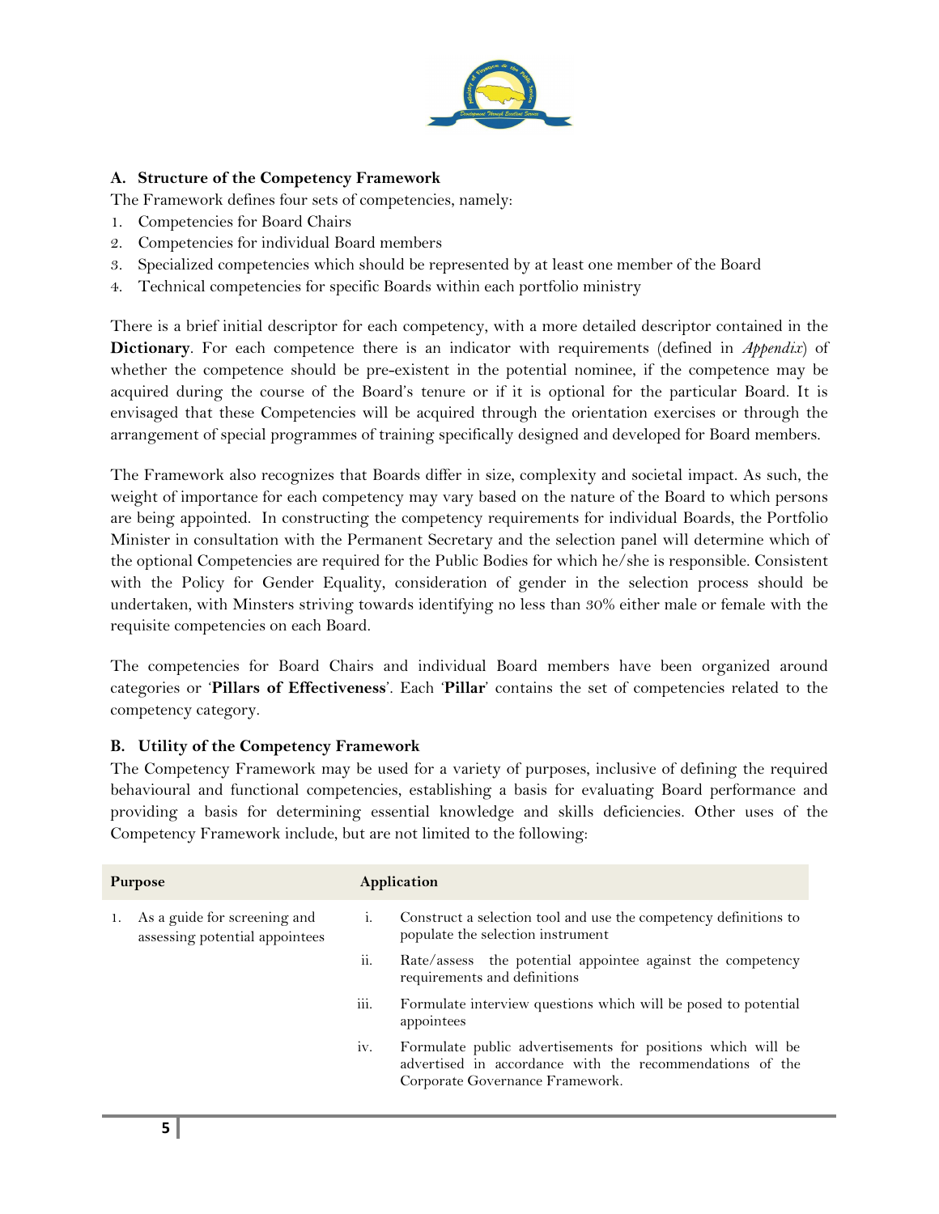## A. Structure of the Competency Framework

The Framework defines four sets of competencies, namely:

1. Competencies for Board Chairs
2. Competencies for individual Board members
3. Specialized competencies which should be represented by at least one member of the Board
4. Technical competencies for specific Boards within each portfolio ministry

There is a brief initial descriptor for each competency, with a more detailed descriptor contained in the **Dictionary**. For each competence there is an indicator with requirements (defined in *Appendix*) of whether the competence should be pre-existent in the potential nominee, if the competence may be acquired during the course of the Board's tenure or if it is optional for the particular Board. It is envisaged that these Competencies will be acquired through the orientation exercises or through the arrangement of special programmes of training specifically designed and developed for Board members.

The Framework also recognizes that Boards differ in size, complexity and societal impact. As such, the weight of importance for each competency may vary based on the nature of the Board to which persons are being appointed. In constructing the competency requirements for individual Boards, the Portfolio Minister in consultation with the Permanent Secretary and the selection panel will determine which of the optional Competencies are required for the Public Bodies for which he/she is responsible. Consistent with the Policy for Gender Equality, consideration of gender in the selection process should be undertaken, with Minsters striving towards identifying no less than 30% either male or female with the requisite competencies on each Board.

The competencies for Board Chairs and individual Board members have been organized around categories or '**Pillars of Effectiveness**'. Each '**Pillar**' contains the set of competencies related to the competency category.

## B. Utility of the Competency Framework

The Competency Framework may be used for a variety of purposes, inclusive of defining the required behavioural and functional competencies, establishing a basis for evaluating Board performance and providing a basis for determining essential knowledge and skills deficiencies. Other uses of the Competency Framework include, but are not limited to the following:

| Purpose | Application |
|---|---|
| 1. As a guide for screening and assessing potential appointees | i. Construct a selection tool and use the competency definitions to populate the selection instrument |
| | ii. Rate/assess the potential appointee against the competency requirements and definitions |
| | iii. Formulate interview questions which will be posed to potential appointees |
| | iv. Formulate public advertisements for positions which will be advertised in accordance with the recommendations of the Corporate Governance Framework. |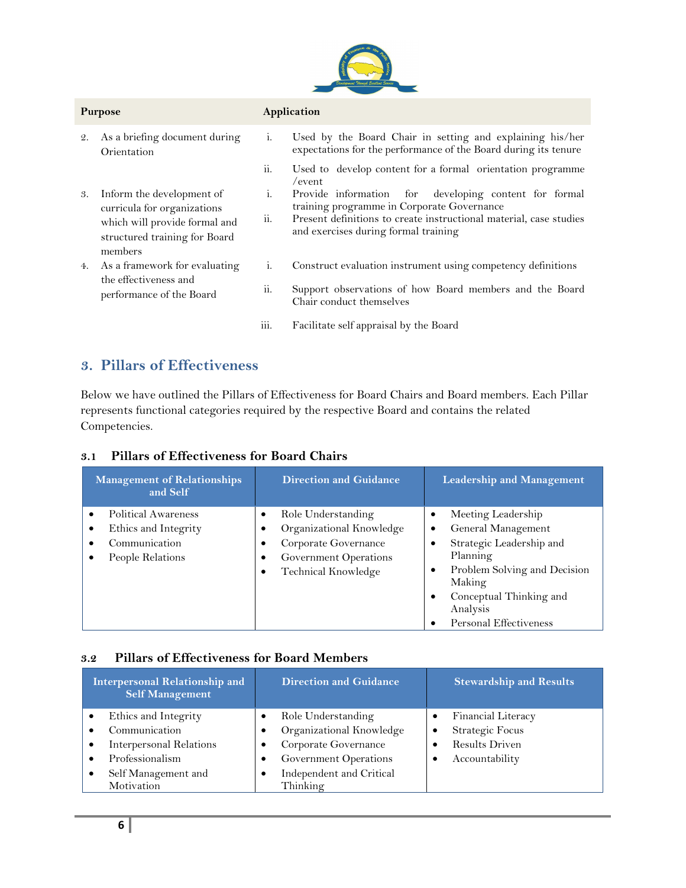| Purpose | | Application |
|---|---|---|
| 2. As a briefing document during Orientation | i. | Used by the Board Chair in setting and explaining his/her expectations for the performance of the Board during its tenure |
| | ii. | Used to develop content for a formal orientation programme /event |
| 3. Inform the development of curricula for organizations which will provide formal and structured training for Board members | i. | Provide information for developing content for formal training programme in Corporate Governance |
| | ii. | Present definitions to create instructional material, case studies and exercises during formal training |
| 4. As a framework for evaluating the effectiveness and performance of the Board | i. | Construct evaluation instrument using competency definitions |
| | ii. | Support observations of how Board members and the Board Chair conduct themselves |
| | iii. | Facilitate self appraisal by the Board |

## 3. Pillars of Effectiveness

Below we have outlined the Pillars of Effectiveness for Board Chairs and Board members. Each Pillar represents functional categories required by the respective Board and contains the related Competencies.

### 3.1 Pillars of Effectiveness for Board Chairs

| Management of Relationships and Self | Direction and Guidance | Leadership and Management |
|---|---|---|
| • Political Awareness<br>• Ethics and Integrity<br>• Communication<br>• People Relations | • Role Understanding<br>• Organizational Knowledge<br>• Corporate Governance<br>• Government Operations<br>• Technical Knowledge | • Meeting Leadership<br>• General Management<br>• Strategic Leadership and Planning<br>• Problem Solving and Decision Making<br>• Conceptual Thinking and Analysis<br>• Personal Effectiveness |

### 3.2 Pillars of Effectiveness for Board Members

| Interpersonal Relationship and Self Management | Direction and Guidance | Stewardship and Results |
|---|---|---|
| • Ethics and Integrity<br>• Communication<br>• Interpersonal Relations<br>• Professionalism<br>• Self Management and Motivation | • Role Understanding<br>• Organizational Knowledge<br>• Corporate Governance<br>• Government Operations<br>• Independent and Critical Thinking | • Financial Literacy<br>• Strategic Focus<br>• Results Driven<br>• Accountability |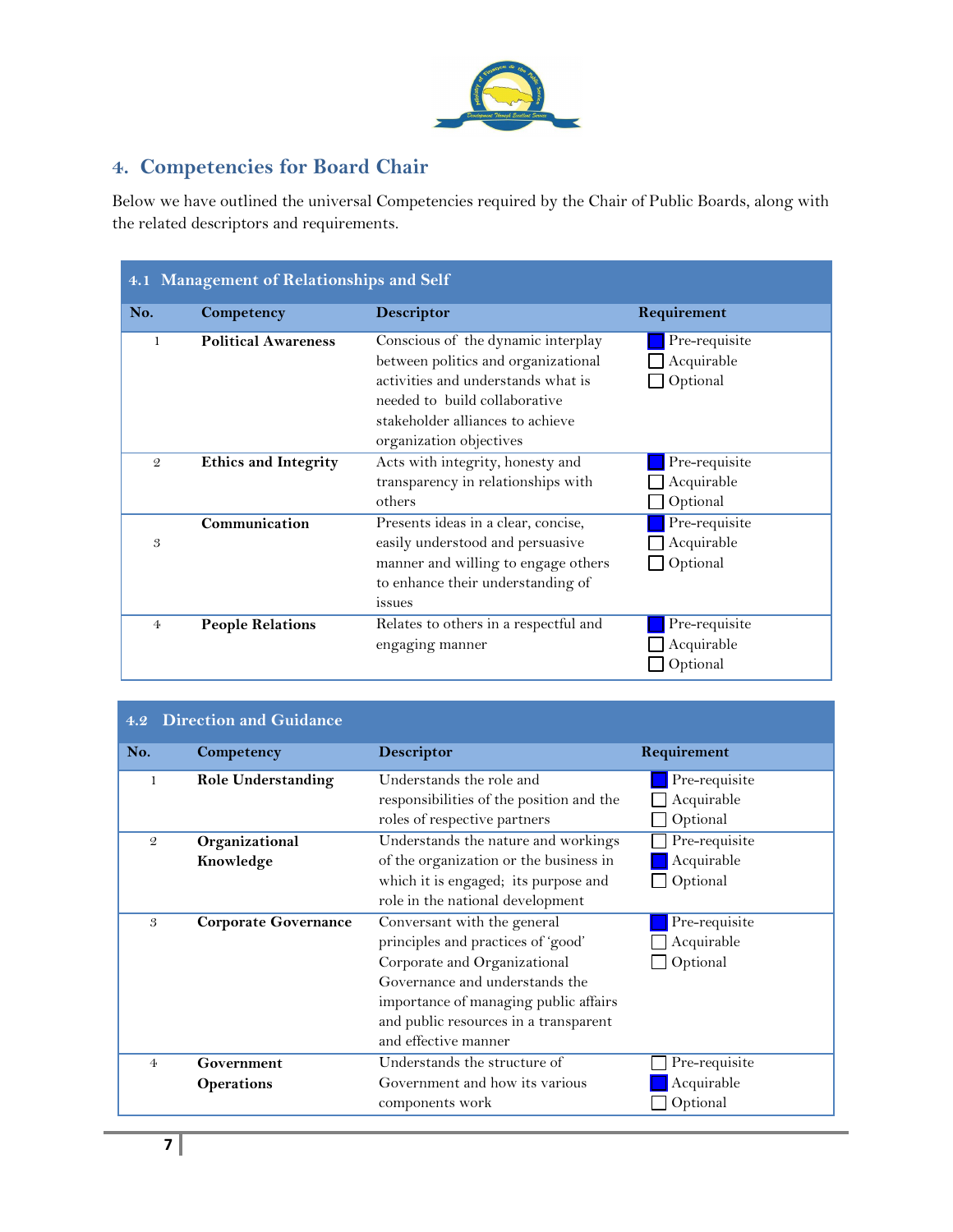## 4. Competencies for Board Chair

Below we have outlined the universal Competencies required by the Chair of Public Boards, along with the related descriptors and requirements.

| 4.1 Management of Relationships and Self | | | |
|---|---|---|---|
| **No.** | **Competency** | **Descriptor** | **Requirement** |
| 1 | **Political Awareness** | Conscious of the dynamic interplay between politics and organizational activities and understands what is needed to build collaborative stakeholder alliances to achieve organization objectives | ☑ Pre-requisite<br>☐ Acquirable<br>☐ Optional |
| 2 | **Ethics and Integrity** | Acts with integrity, honesty and transparency in relationships with others | ☑ Pre-requisite<br>☐ Acquirable<br>☐ Optional |
| 3 | **Communication** | Presents ideas in a clear, concise, easily understood and persuasive manner and willing to engage others to enhance their understanding of issues | ☑ Pre-requisite<br>☐ Acquirable<br>☐ Optional |
| 4 | **People Relations** | Relates to others in a respectful and engaging manner | ☑ Pre-requisite<br>☐ Acquirable<br>☐ Optional |

| 4.2 Direction and Guidance | | | |
|---|---|---|---|
| **No.** | **Competency** | **Descriptor** | **Requirement** |
| 1 | **Role Understanding** | Understands the role and responsibilities of the position and the roles of respective partners | ☑ Pre-requisite<br>☐ Acquirable<br>☐ Optional |
| 2 | **Organizational Knowledge** | Understands the nature and workings of the organization or the business in which it is engaged; its purpose and role in the national development | ☐ Pre-requisite<br>☑ Acquirable<br>☐ Optional |
| 3 | **Corporate Governance** | Conversant with the general principles and practices of 'good' Corporate and Organizational Governance and understands the importance of managing public affairs and public resources in a transparent and effective manner | ☑ Pre-requisite<br>☐ Acquirable<br>☐ Optional |
| 4 | **Government Operations** | Understands the structure of Government and how its various components work | ☐ Pre-requisite<br>☑ Acquirable<br>☐ Optional |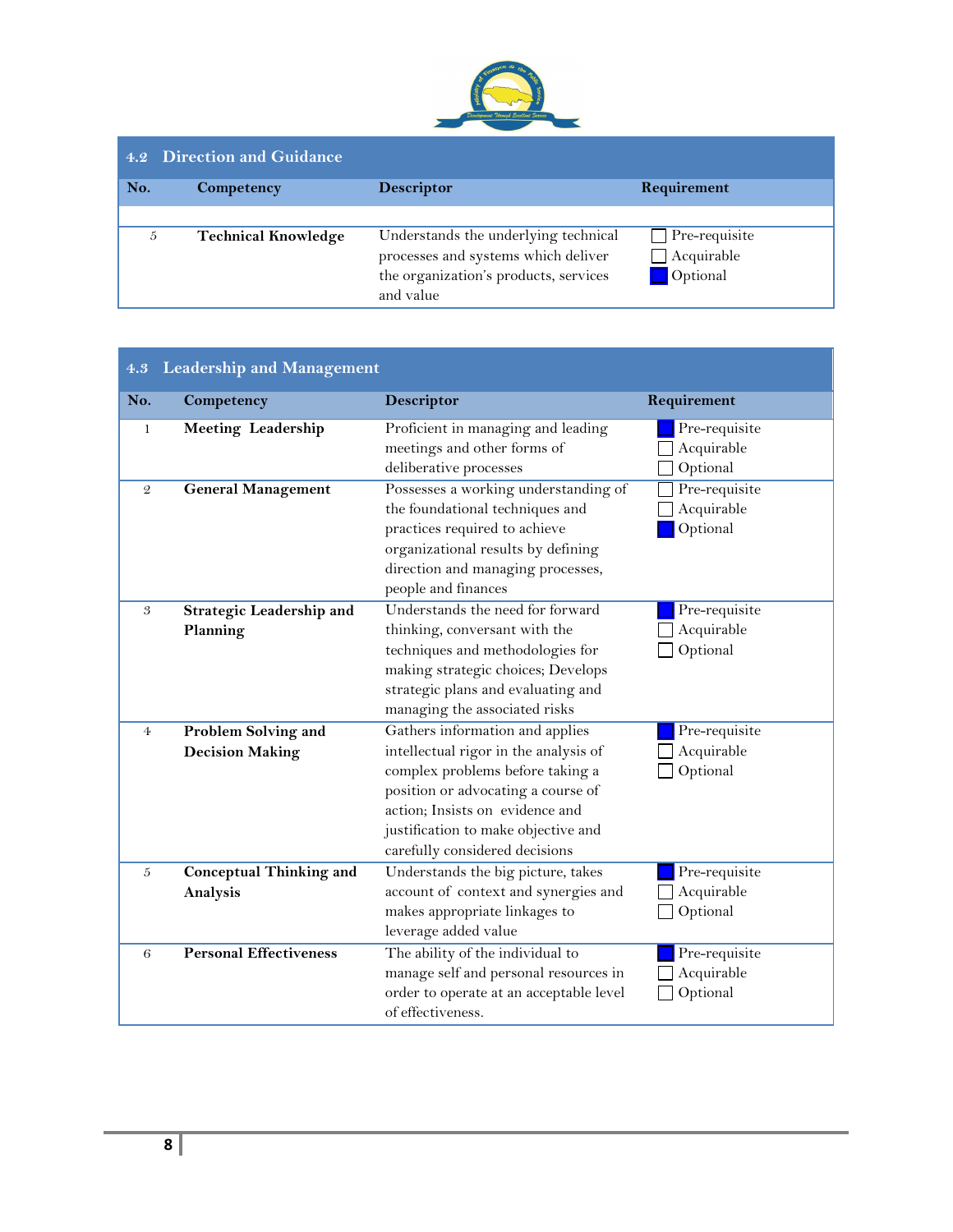## 4.2 Direction and Guidance

| No. | Competency | Descriptor | Requirement |
|---|---|---|---|
| 5 | **Technical Knowledge** | Understands the underlying technical processes and systems which deliver the organization's products, services and value | ☐ Pre-requisite<br>☐ Acquirable<br>☒ Optional |

## 4.3 Leadership and Management

| No. | Competency | Descriptor | Requirement |
|---|---|---|---|
| 1 | **Meeting Leadership** | Proficient in managing and leading meetings and other forms of deliberative processes | ☒ Pre-requisite<br>☐ Acquirable<br>☐ Optional |
| 2 | **General Management** | Possesses a working understanding of the foundational techniques and practices required to achieve organizational results by defining direction and managing processes, people and finances | ☐ Pre-requisite<br>☐ Acquirable<br>☒ Optional |
| 3 | **Strategic Leadership and Planning** | Understands the need for forward thinking, conversant with the techniques and methodologies for making strategic choices; Develops strategic plans and evaluating and managing the associated risks | ☒ Pre-requisite<br>☐ Acquirable<br>☐ Optional |
| 4 | **Problem Solving and Decision Making** | Gathers information and applies intellectual rigor in the analysis of complex problems before taking a position or advocating a course of action; Insists on evidence and justification to make objective and carefully considered decisions | ☒ Pre-requisite<br>☐ Acquirable<br>☐ Optional |
| 5 | **Conceptual Thinking and Analysis** | Understands the big picture, takes account of context and synergies and makes appropriate linkages to leverage added value | ☒ Pre-requisite<br>☐ Acquirable<br>☐ Optional |
| 6 | **Personal Effectiveness** | The ability of the individual to manage self and personal resources in order to operate at an acceptable level of effectiveness. | ☒ Pre-requisite<br>☐ Acquirable<br>☐ Optional |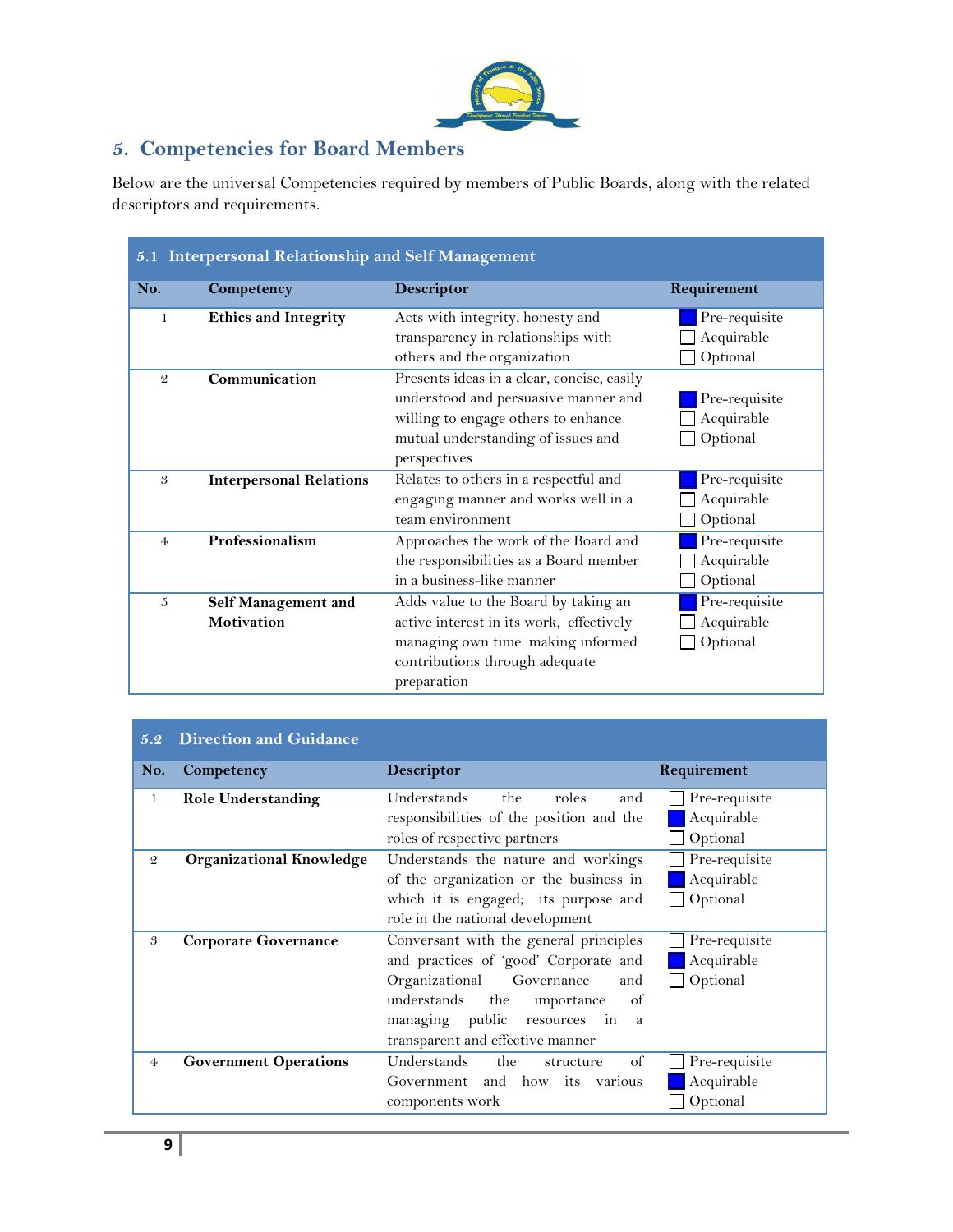## 5. Competencies for Board Members

Below are the universal Competencies required by members of Public Boards, along with the related descriptors and requirements.

| 5.1 Interpersonal Relationship and Self Management | | | |
|---|---|---|---|
| **No.** | **Competency** | **Descriptor** | **Requirement** |
| 1 | **Ethics and Integrity** | Acts with integrity, honesty and transparency in relationships with others and the organization | ■ Pre-requisite<br>☐ Acquirable<br>☐ Optional |
| 2 | **Communication** | Presents ideas in a clear, concise, easily understood and persuasive manner and willing to engage others to enhance mutual understanding of issues and perspectives | ■ Pre-requisite<br>☐ Acquirable<br>☐ Optional |
| 3 | **Interpersonal Relations** | Relates to others in a respectful and engaging manner and works well in a team environment | ■ Pre-requisite<br>☐ Acquirable<br>☐ Optional |
| 4 | **Professionalism** | Approaches the work of the Board and the responsibilities as a Board member in a business-like manner | ■ Pre-requisite<br>☐ Acquirable<br>☐ Optional |
| 5 | **Self Management and Motivation** | Adds value to the Board by taking an active interest in its work, effectively managing own time making informed contributions through adequate preparation | ■ Pre-requisite<br>☐ Acquirable<br>☐ Optional |

| 5.2 Direction and Guidance | | | |
|---|---|---|---|
| **No.** | **Competency** | **Descriptor** | **Requirement** |
| 1 | **Role Understanding** | Understands the roles and responsibilities of the position and the roles of respective partners | ☐ Pre-requisite<br>■ Acquirable<br>☐ Optional |
| 2 | **Organizational Knowledge** | Understands the nature and workings of the organization or the business in which it is engaged; its purpose and role in the national development | ☐ Pre-requisite<br>■ Acquirable<br>☐ Optional |
| 3 | **Corporate Governance** | Conversant with the general principles and practices of 'good' Corporate and Organizational Governance and understands the importance of managing public resources in a transparent and effective manner | ☐ Pre-requisite<br>■ Acquirable<br>☐ Optional |
| 4 | **Government Operations** | Understands the structure of Government and how its various components work | ☐ Pre-requisite<br>■ Acquirable<br>☐ Optional |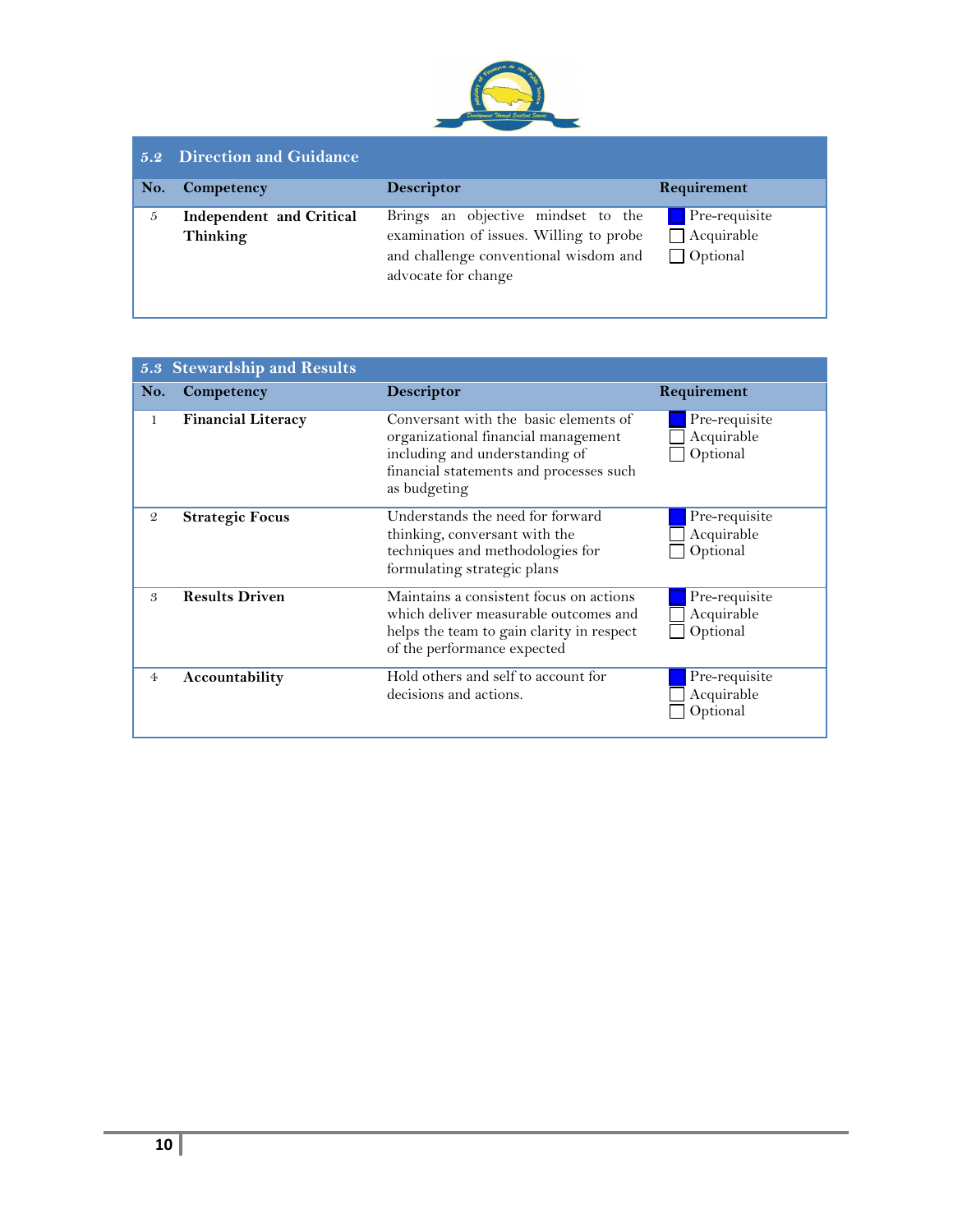## 5.2 Direction and Guidance

| No. | Competency | Descriptor | Requirement |
|---|---|---|---|
| 5 | **Independent and Critical Thinking** | Brings an objective mindset to the examination of issues. Willing to probe and challenge conventional wisdom and advocate for change | ■ Pre-requisite ☐ Acquirable ☐ Optional |

## 5.3 Stewardship and Results

| No. | Competency | Descriptor | Requirement |
|---|---|---|---|
| 1 | **Financial Literacy** | Conversant with the basic elements of organizational financial management including and understanding of financial statements and processes such as budgeting | ■ Pre-requisite ☐ Acquirable ☐ Optional |
| 2 | **Strategic Focus** | Understands the need for forward thinking, conversant with the techniques and methodologies for formulating strategic plans | ■ Pre-requisite ☐ Acquirable ☐ Optional |
| 3 | **Results Driven** | Maintains a consistent focus on actions which deliver measurable outcomes and helps the team to gain clarity in respect of the performance expected | ■ Pre-requisite ☐ Acquirable ☐ Optional |
| 4 | **Accountability** | Hold others and self to account for decisions and actions. | ■ Pre-requisite ☐ Acquirable ☐ Optional |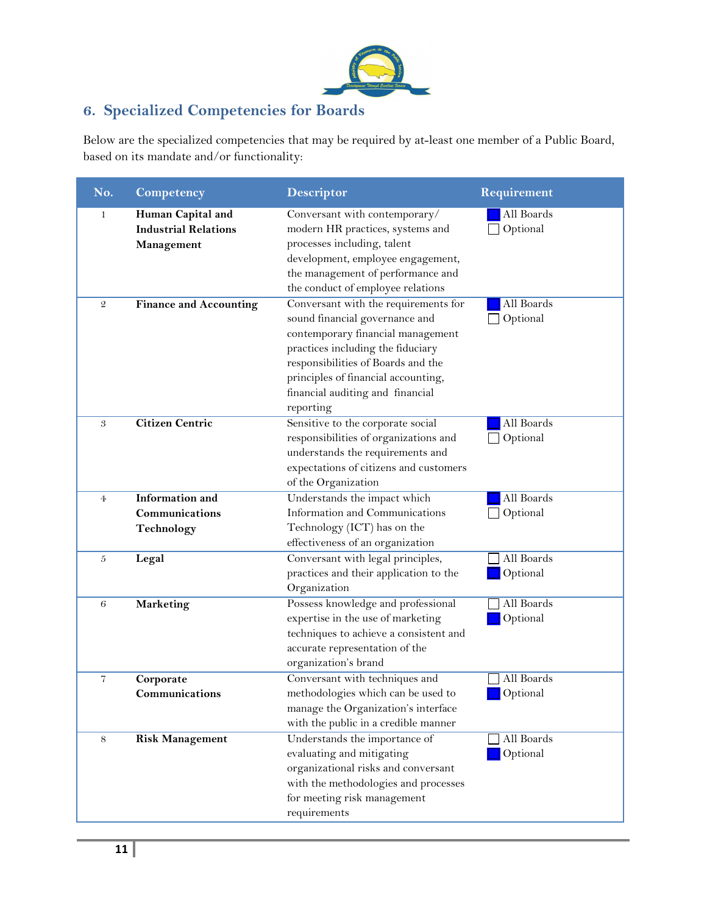## 6. Specialized Competencies for Boards

Below are the specialized competencies that may be required by at-least one member of a Public Board, based on its mandate and/or functionality:

| No. | Competency | Descriptor | Requirement |
|---|---|---|---|
| 1 | **Human Capital and Industrial Relations Management** | Conversant with contemporary/ modern HR practices, systems and processes including, talent development, employee engagement, the management of performance and the conduct of employee relations | ■ All Boards<br>☐ Optional |
| 2 | **Finance and Accounting** | Conversant with the requirements for sound financial governance and contemporary financial management practices including the fiduciary responsibilities of Boards and the principles of financial accounting, financial auditing and financial reporting | ■ All Boards<br>☐ Optional |
| 3 | **Citizen Centric** | Sensitive to the corporate social responsibilities of organizations and understands the requirements and expectations of citizens and customers of the Organization | ■ All Boards<br>☐ Optional |
| 4 | **Information and Communications Technology** | Understands the impact which Information and Communications Technology (ICT) has on the effectiveness of an organization | ■ All Boards<br>☐ Optional |
| 5 | **Legal** | Conversant with legal principles, practices and their application to the Organization | ☐ All Boards<br>■ Optional |
| 6 | **Marketing** | Possess knowledge and professional expertise in the use of marketing techniques to achieve a consistent and accurate representation of the organization's brand | ☐ All Boards<br>■ Optional |
| 7 | **Corporate Communications** | Conversant with techniques and methodologies which can be used to manage the Organization's interface with the public in a credible manner | ☐ All Boards<br>■ Optional |
| 8 | **Risk Management** | Understands the importance of evaluating and mitigating organizational risks and conversant with the methodologies and processes for meeting risk management requirements | ☐ All Boards<br>■ Optional |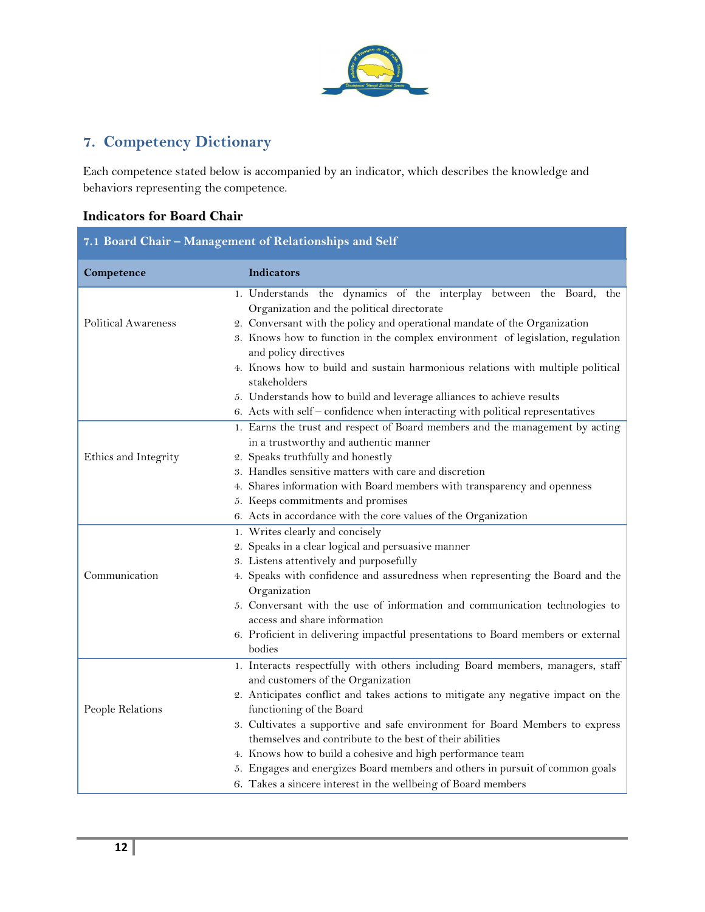## 7. Competency Dictionary

Each competence stated below is accompanied by an indicator, which describes the knowledge and behaviors representing the competence.

### Indicators for Board Chair

| 7.1 Board Chair – Management of Relationships and Self | |
|---|---|
| **Competence** | **Indicators** |
| Political Awareness | 1. Understands the dynamics of the interplay between the Board, the Organization and the political directorate<br>2. Conversant with the policy and operational mandate of the Organization<br>3. Knows how to function in the complex environment of legislation, regulation and policy directives<br>4. Knows how to build and sustain harmonious relations with multiple political stakeholders<br>5. Understands how to build and leverage alliances to achieve results<br>6. Acts with self – confidence when interacting with political representatives |
| Ethics and Integrity | 1. Earns the trust and respect of Board members and the management by acting in a trustworthy and authentic manner<br>2. Speaks truthfully and honestly<br>3. Handles sensitive matters with care and discretion<br>4. Shares information with Board members with transparency and openness<br>5. Keeps commitments and promises<br>6. Acts in accordance with the core values of the Organization |
| Communication | 1. Writes clearly and concisely<br>2. Speaks in a clear logical and persuasive manner<br>3. Listens attentively and purposefully<br>4. Speaks with confidence and assuredness when representing the Board and the Organization<br>5. Conversant with the use of information and communication technologies to access and share information<br>6. Proficient in delivering impactful presentations to Board members or external bodies |
| People Relations | 1. Interacts respectfully with others including Board members, managers, staff and customers of the Organization<br>2. Anticipates conflict and takes actions to mitigate any negative impact on the functioning of the Board<br>3. Cultivates a supportive and safe environment for Board Members to express themselves and contribute to the best of their abilities<br>4. Knows how to build a cohesive and high performance team<br>5. Engages and energizes Board members and others in pursuit of common goals<br>6. Takes a sincere interest in the wellbeing of Board members |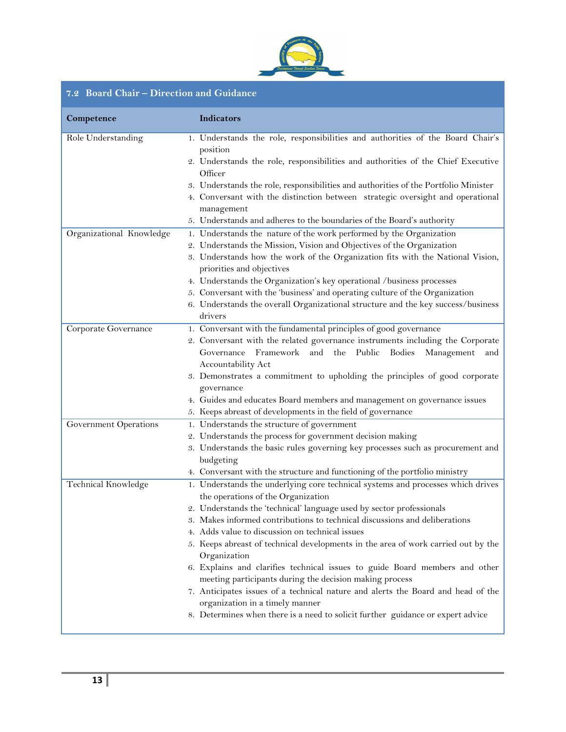## 7.2 Board Chair – Direction and Guidance

| Competence | Indicators |
|---|---|
| Role Understanding | 1. Understands the role, responsibilities and authorities of the Board Chair's position<br>2. Understands the role, responsibilities and authorities of the Chief Executive Officer<br>3. Understands the role, responsibilities and authorities of the Portfolio Minister<br>4. Conversant with the distinction between strategic oversight and operational management<br>5. Understands and adheres to the boundaries of the Board's authority |
| Organizational Knowledge | 1. Understands the nature of the work performed by the Organization<br>2. Understands the Mission, Vision and Objectives of the Organization<br>3. Understands how the work of the Organization fits with the National Vision, priorities and objectives<br>4. Understands the Organization's key operational /business processes<br>5. Conversant with the 'business' and operating culture of the Organization<br>6. Understands the overall Organizational structure and the key success/business drivers |
| Corporate Governance | 1. Conversant with the fundamental principles of good governance<br>2. Conversant with the related governance instruments including the Corporate Governance Framework and the Public Bodies Management and Accountability Act<br>3. Demonstrates a commitment to upholding the principles of good corporate governance<br>4. Guides and educates Board members and management on governance issues<br>5. Keeps abreast of developments in the field of governance |
| Government Operations | 1. Understands the structure of government<br>2. Understands the process for government decision making<br>3. Understands the basic rules governing key processes such as procurement and budgeting<br>4. Conversant with the structure and functioning of the portfolio ministry |
| Technical Knowledge | 1. Understands the underlying core technical systems and processes which drives the operations of the Organization<br>2. Understands the 'technical' language used by sector professionals<br>3. Makes informed contributions to technical discussions and deliberations<br>4. Adds value to discussion on technical issues<br>5. Keeps abreast of technical developments in the area of work carried out by the Organization<br>6. Explains and clarifies technical issues to guide Board members and other meeting participants during the decision making process<br>7. Anticipates issues of a technical nature and alerts the Board and head of the organization in a timely manner<br>8. Determines when there is a need to solicit further guidance or expert advice |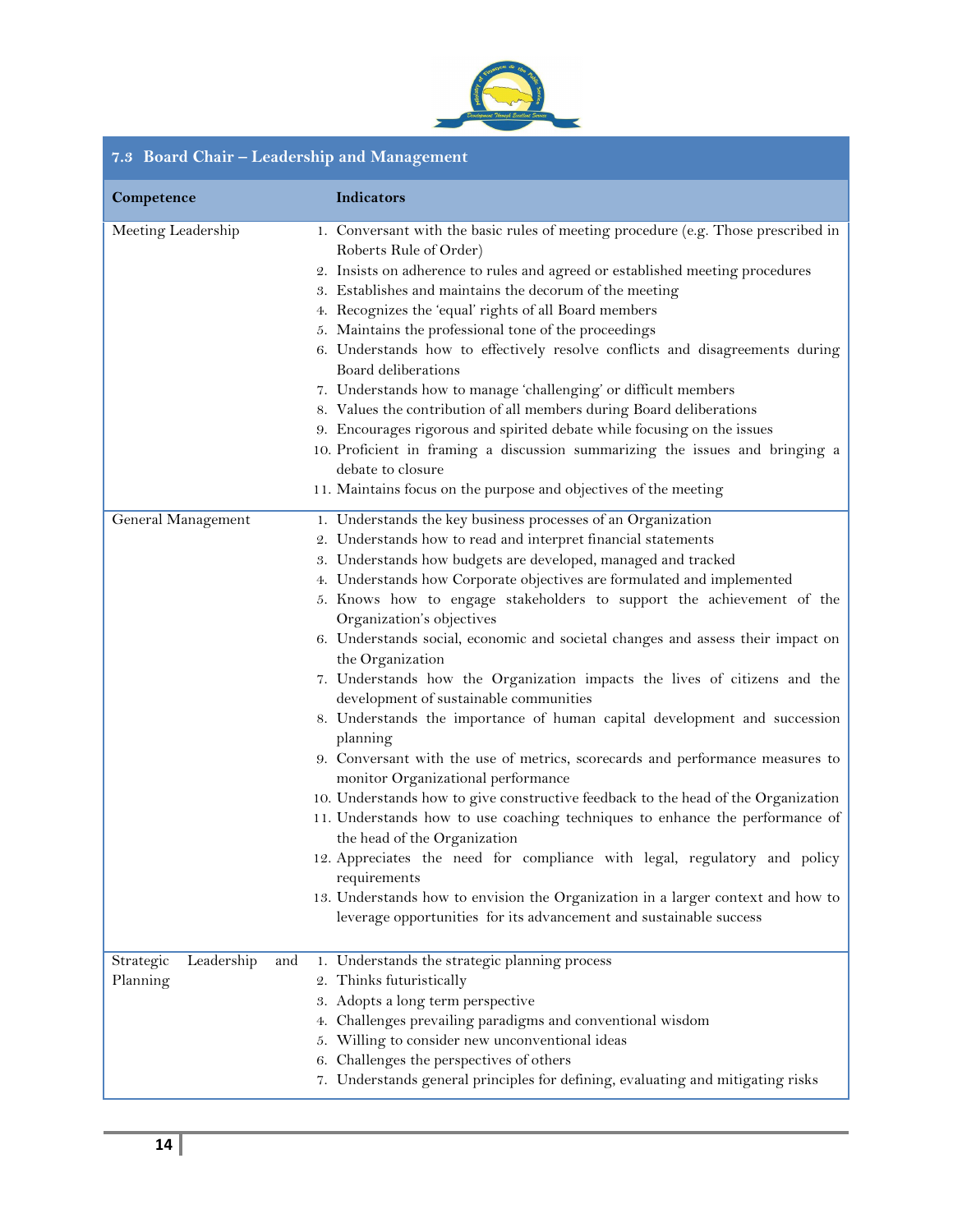## 7.3 Board Chair – Leadership and Management

| Competence | Indicators |
|---|---|
| Meeting Leadership | 1. Conversant with the basic rules of meeting procedure (e.g. Those prescribed in Roberts Rule of Order)<br>2. Insists on adherence to rules and agreed or established meeting procedures<br>3. Establishes and maintains the decorum of the meeting<br>4. Recognizes the 'equal' rights of all Board members<br>5. Maintains the professional tone of the proceedings<br>6. Understands how to effectively resolve conflicts and disagreements during Board deliberations<br>7. Understands how to manage 'challenging' or difficult members<br>8. Values the contribution of all members during Board deliberations<br>9. Encourages rigorous and spirited debate while focusing on the issues<br>10. Proficient in framing a discussion summarizing the issues and bringing a debate to closure<br>11. Maintains focus on the purpose and objectives of the meeting |
| General Management | 1. Understands the key business processes of an Organization<br>2. Understands how to read and interpret financial statements<br>3. Understands how budgets are developed, managed and tracked<br>4. Understands how Corporate objectives are formulated and implemented<br>5. Knows how to engage stakeholders to support the achievement of the Organization's objectives<br>6. Understands social, economic and societal changes and assess their impact on the Organization<br>7. Understands how the Organization impacts the lives of citizens and the development of sustainable communities<br>8. Understands the importance of human capital development and succession planning<br>9. Conversant with the use of metrics, scorecards and performance measures to monitor Organizational performance<br>10. Understands how to give constructive feedback to the head of the Organization<br>11. Understands how to use coaching techniques to enhance the performance of the head of the Organization<br>12. Appreciates the need for compliance with legal, regulatory and policy requirements<br>13. Understands how to envision the Organization in a larger context and how to leverage opportunities for its advancement and sustainable success |
| Strategic Leadership and Planning | 1. Understands the strategic planning process<br>2. Thinks futuristically<br>3. Adopts a long term perspective<br>4. Challenges prevailing paradigms and conventional wisdom<br>5. Willing to consider new unconventional ideas<br>6. Challenges the perspectives of others<br>7. Understands general principles for defining, evaluating and mitigating risks |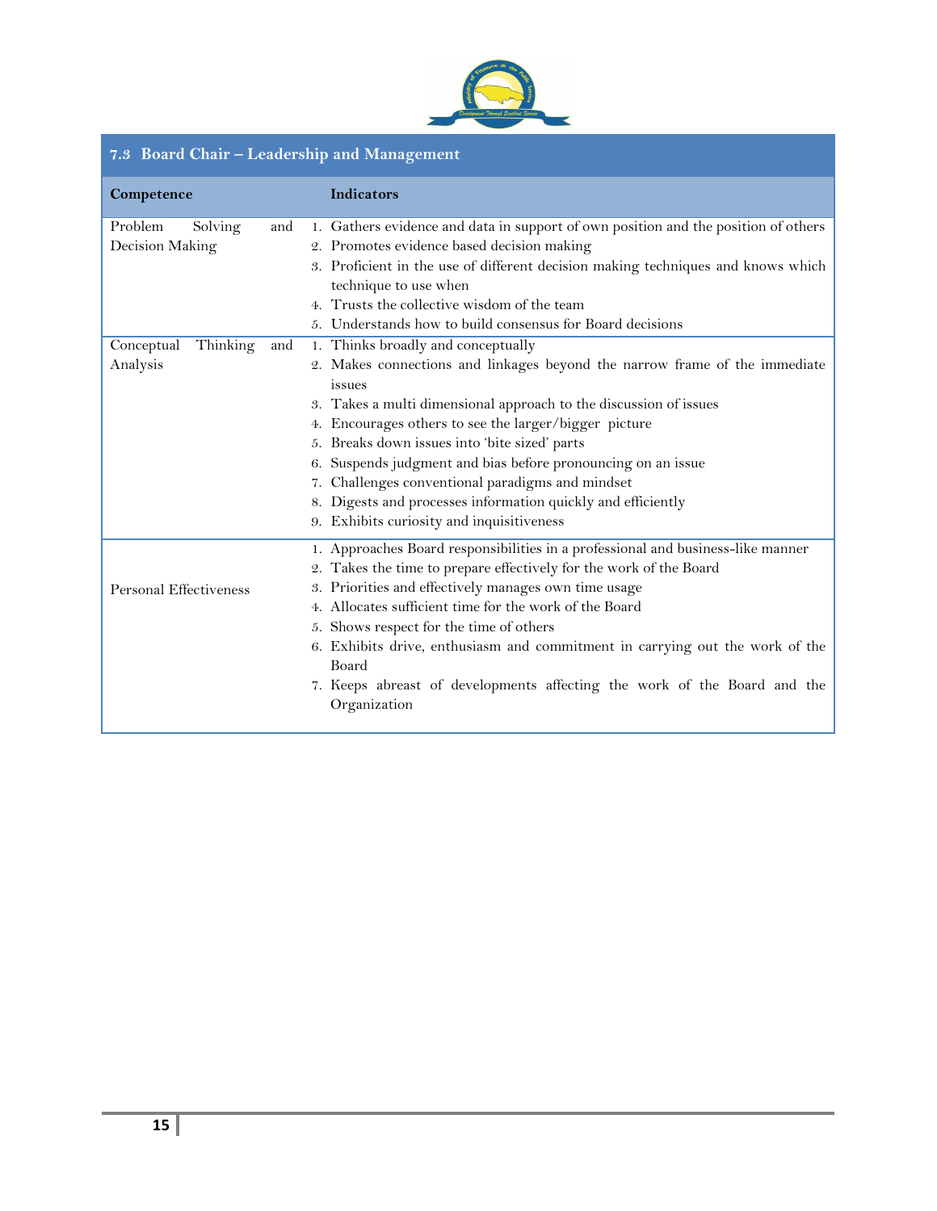## 7.3 Board Chair – Leadership and Management

| Competence | Indicators |
|---|---|
| Problem Solving and Decision Making | 1. Gathers evidence and data in support of own position and the position of others<br>2. Promotes evidence based decision making<br>3. Proficient in the use of different decision making techniques and knows which technique to use when<br>4. Trusts the collective wisdom of the team<br>5. Understands how to build consensus for Board decisions |
| Conceptual Thinking and Analysis | 1. Thinks broadly and conceptually<br>2. Makes connections and linkages beyond the narrow frame of the immediate issues<br>3. Takes a multi dimensional approach to the discussion of issues<br>4. Encourages others to see the larger/bigger picture<br>5. Breaks down issues into 'bite sized' parts<br>6. Suspends judgment and bias before pronouncing on an issue<br>7. Challenges conventional paradigms and mindset<br>8. Digests and processes information quickly and efficiently<br>9. Exhibits curiosity and inquisitiveness |
| Personal Effectiveness | 1. Approaches Board responsibilities in a professional and business-like manner<br>2. Takes the time to prepare effectively for the work of the Board<br>3. Priorities and effectively manages own time usage<br>4. Allocates sufficient time for the work of the Board<br>5. Shows respect for the time of others<br>6. Exhibits drive, enthusiasm and commitment in carrying out the work of the Board<br>7. Keeps abreast of developments affecting the work of the Board and the Organization |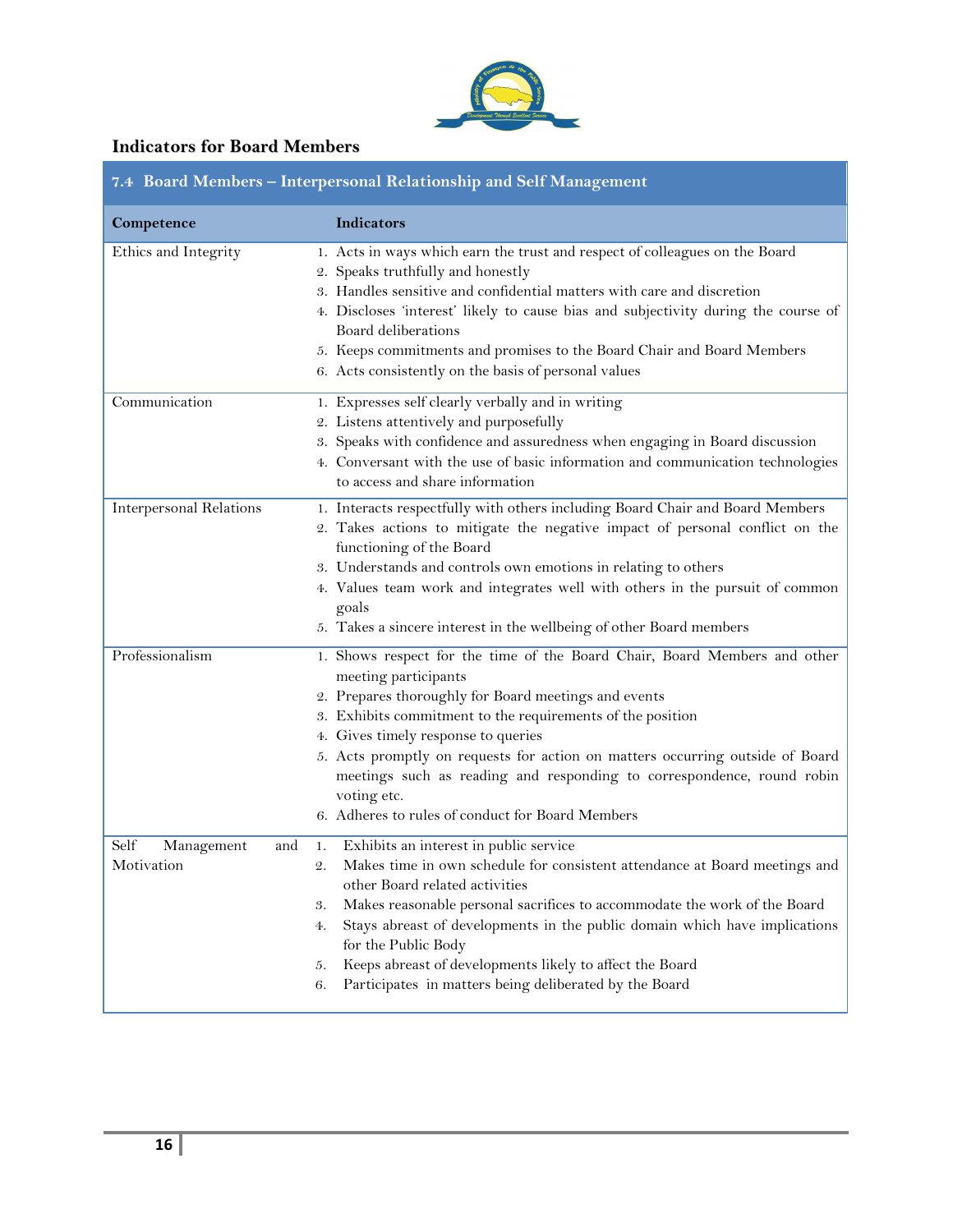## Indicators for Board Members

| 7.4 Board Members – Interpersonal Relationship and Self Management | |
|---|---|
| **Competence** | **Indicators** |
| Ethics and Integrity | 1. Acts in ways which earn the trust and respect of colleagues on the Board<br>2. Speaks truthfully and honestly<br>3. Handles sensitive and confidential matters with care and discretion<br>4. Discloses 'interest' likely to cause bias and subjectivity during the course of Board deliberations<br>5. Keeps commitments and promises to the Board Chair and Board Members<br>6. Acts consistently on the basis of personal values |
| Communication | 1. Expresses self clearly verbally and in writing<br>2. Listens attentively and purposefully<br>3. Speaks with confidence and assuredness when engaging in Board discussion<br>4. Conversant with the use of basic information and communication technologies to access and share information |
| Interpersonal Relations | 1. Interacts respectfully with others including Board Chair and Board Members<br>2. Takes actions to mitigate the negative impact of personal conflict on the functioning of the Board<br>3. Understands and controls own emotions in relating to others<br>4. Values team work and integrates well with others in the pursuit of common goals<br>5. Takes a sincere interest in the wellbeing of other Board members |
| Professionalism | 1. Shows respect for the time of the Board Chair, Board Members and other meeting participants<br>2. Prepares thoroughly for Board meetings and events<br>3. Exhibits commitment to the requirements of the position<br>4. Gives timely response to queries<br>5. Acts promptly on requests for action on matters occurring outside of Board meetings such as reading and responding to correspondence, round robin voting etc.<br>6. Adheres to rules of conduct for Board Members |
| Self Management and Motivation | 1. Exhibits an interest in public service<br>2. Makes time in own schedule for consistent attendance at Board meetings and other Board related activities<br>3. Makes reasonable personal sacrifices to accommodate the work of the Board<br>4. Stays abreast of developments in the public domain which have implications for the Public Body<br>5. Keeps abreast of developments likely to affect the Board<br>6. Participates in matters being deliberated by the Board |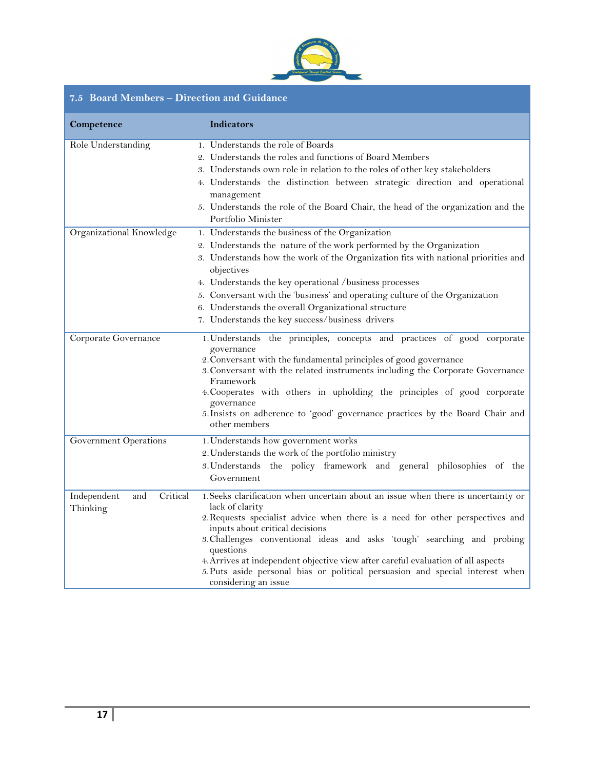## 7.5 Board Members – Direction and Guidance

| Competence | Indicators |
|---|---|
| Role Understanding | 1. Understands the role of Boards<br>2. Understands the roles and functions of Board Members<br>3. Understands own role in relation to the roles of other key stakeholders<br>4. Understands the distinction between strategic direction and operational management<br>5. Understands the role of the Board Chair, the head of the organization and the Portfolio Minister |
| Organizational Knowledge | 1. Understands the business of the Organization<br>2. Understands the nature of the work performed by the Organization<br>3. Understands how the work of the Organization fits with national priorities and objectives<br>4. Understands the key operational /business processes<br>5. Conversant with the 'business' and operating culture of the Organization<br>6. Understands the overall Organizational structure<br>7. Understands the key success/business drivers |
| Corporate Governance | 1. Understands the principles, concepts and practices of good corporate governance<br>2. Conversant with the fundamental principles of good governance<br>3. Conversant with the related instruments including the Corporate Governance Framework<br>4. Cooperates with others in upholding the principles of good corporate governance<br>5. Insists on adherence to 'good' governance practices by the Board Chair and other members |
| Government Operations | 1. Understands how government works<br>2. Understands the work of the portfolio ministry<br>3. Understands the policy framework and general philosophies of the Government |
| Independent and Critical Thinking | 1. Seeks clarification when uncertain about an issue when there is uncertainty or lack of clarity<br>2. Requests specialist advice when there is a need for other perspectives and inputs about critical decisions<br>3. Challenges conventional ideas and asks 'tough' searching and probing questions<br>4. Arrives at independent objective view after careful evaluation of all aspects<br>5. Puts aside personal bias or political persuasion and special interest when considering an issue |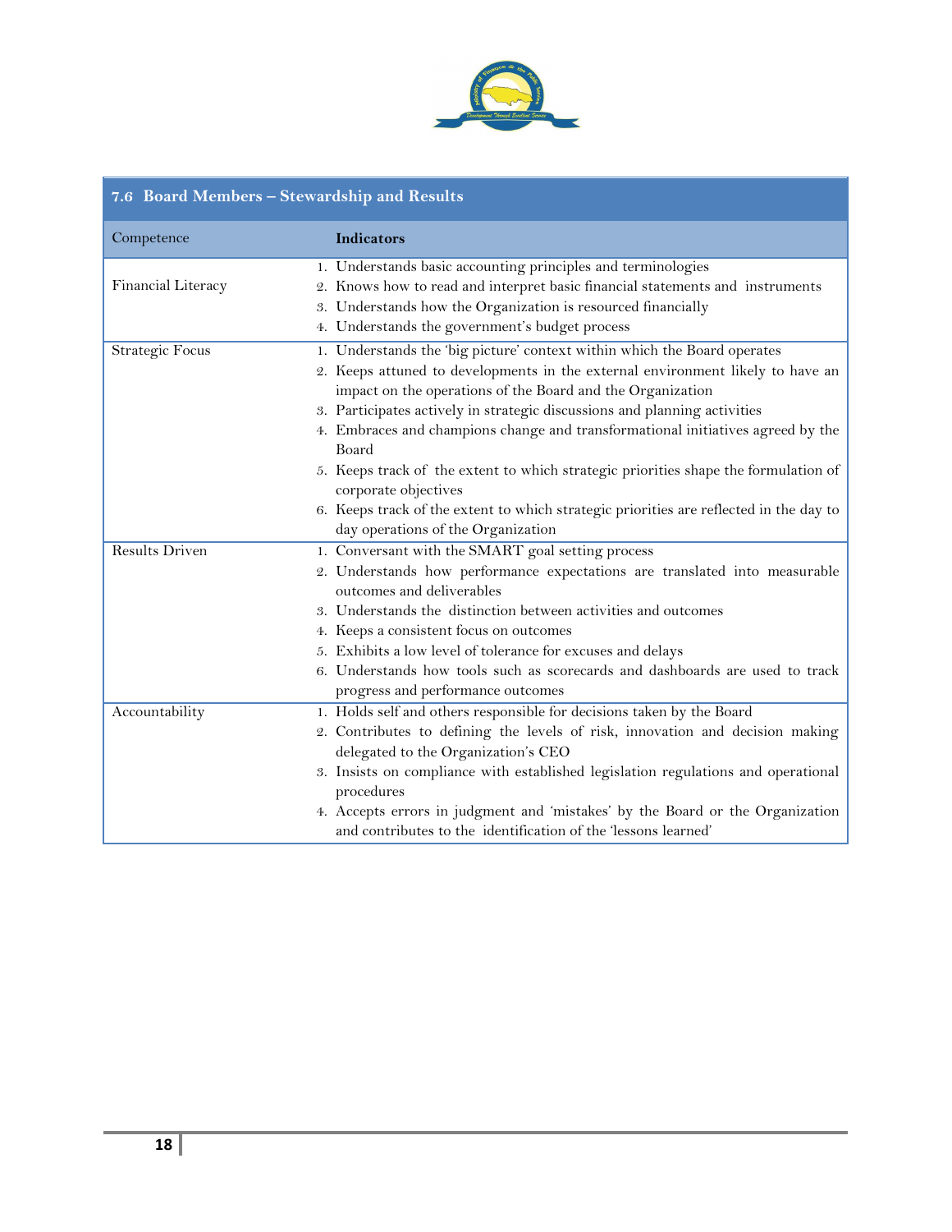| 7.6 Board Members – Stewardship and Results | |
|---|---|
| Competence | **Indicators** |
| Financial Literacy | 1. Understands basic accounting principles and terminologies<br>2. Knows how to read and interpret basic financial statements and instruments<br>3. Understands how the Organization is resourced financially<br>4. Understands the government's budget process |
| Strategic Focus | 1. Understands the 'big picture' context within which the Board operates<br>2. Keeps attuned to developments in the external environment likely to have an impact on the operations of the Board and the Organization<br>3. Participates actively in strategic discussions and planning activities<br>4. Embraces and champions change and transformational initiatives agreed by the Board<br>5. Keeps track of the extent to which strategic priorities shape the formulation of corporate objectives<br>6. Keeps track of the extent to which strategic priorities are reflected in the day to day operations of the Organization |
| Results Driven | 1. Conversant with the SMART goal setting process<br>2. Understands how performance expectations are translated into measurable outcomes and deliverables<br>3. Understands the distinction between activities and outcomes<br>4. Keeps a consistent focus on outcomes<br>5. Exhibits a low level of tolerance for excuses and delays<br>6. Understands how tools such as scorecards and dashboards are used to track progress and performance outcomes |
| Accountability | 1. Holds self and others responsible for decisions taken by the Board<br>2. Contributes to defining the levels of risk, innovation and decision making delegated to the Organization's CEO<br>3. Insists on compliance with established legislation regulations and operational procedures<br>4. Accepts errors in judgment and 'mistakes' by the Board or the Organization and contributes to the identification of the 'lessons learned' |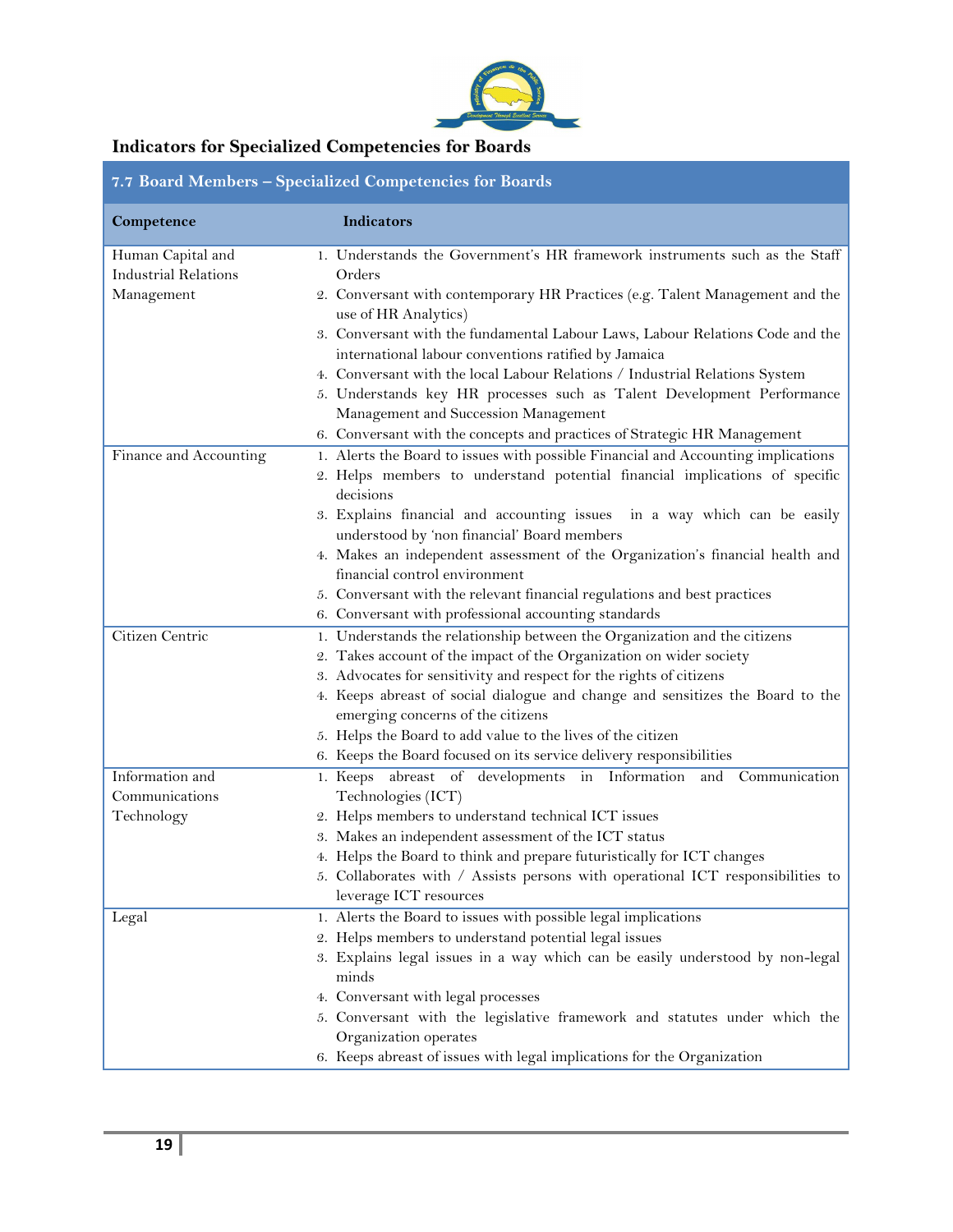## Indicators for Specialized Competencies for Boards

| 7.7 Board Members – Specialized Competencies for Boards | |
|---|---|
| **Competence** | **Indicators** |
| Human Capital and Industrial Relations Management | 1. Understands the Government's HR framework instruments such as the Staff Orders<br>2. Conversant with contemporary HR Practices (e.g. Talent Management and the use of HR Analytics)<br>3. Conversant with the fundamental Labour Laws, Labour Relations Code and the international labour conventions ratified by Jamaica<br>4. Conversant with the local Labour Relations / Industrial Relations System<br>5. Understands key HR processes such as Talent Development Performance Management and Succession Management<br>6. Conversant with the concepts and practices of Strategic HR Management |
| Finance and Accounting | 1. Alerts the Board to issues with possible Financial and Accounting implications<br>2. Helps members to understand potential financial implications of specific decisions<br>3. Explains financial and accounting issues in a way which can be easily understood by 'non financial' Board members<br>4. Makes an independent assessment of the Organization's financial health and financial control environment<br>5. Conversant with the relevant financial regulations and best practices<br>6. Conversant with professional accounting standards |
| Citizen Centric | 1. Understands the relationship between the Organization and the citizens<br>2. Takes account of the impact of the Organization on wider society<br>3. Advocates for sensitivity and respect for the rights of citizens<br>4. Keeps abreast of social dialogue and change and sensitizes the Board to the emerging concerns of the citizens<br>5. Helps the Board to add value to the lives of the citizen<br>6. Keeps the Board focused on its service delivery responsibilities |
| Information and Communications Technology | 1. Keeps abreast of developments in Information and Communication Technologies (ICT)<br>2. Helps members to understand technical ICT issues<br>3. Makes an independent assessment of the ICT status<br>4. Helps the Board to think and prepare futuristically for ICT changes<br>5. Collaborates with / Assists persons with operational ICT responsibilities to leverage ICT resources |
| Legal | 1. Alerts the Board to issues with possible legal implications<br>2. Helps members to understand potential legal issues<br>3. Explains legal issues in a way which can be easily understood by non-legal minds<br>4. Conversant with legal processes<br>5. Conversant with the legislative framework and statutes under which the Organization operates<br>6. Keeps abreast of issues with legal implications for the Organization |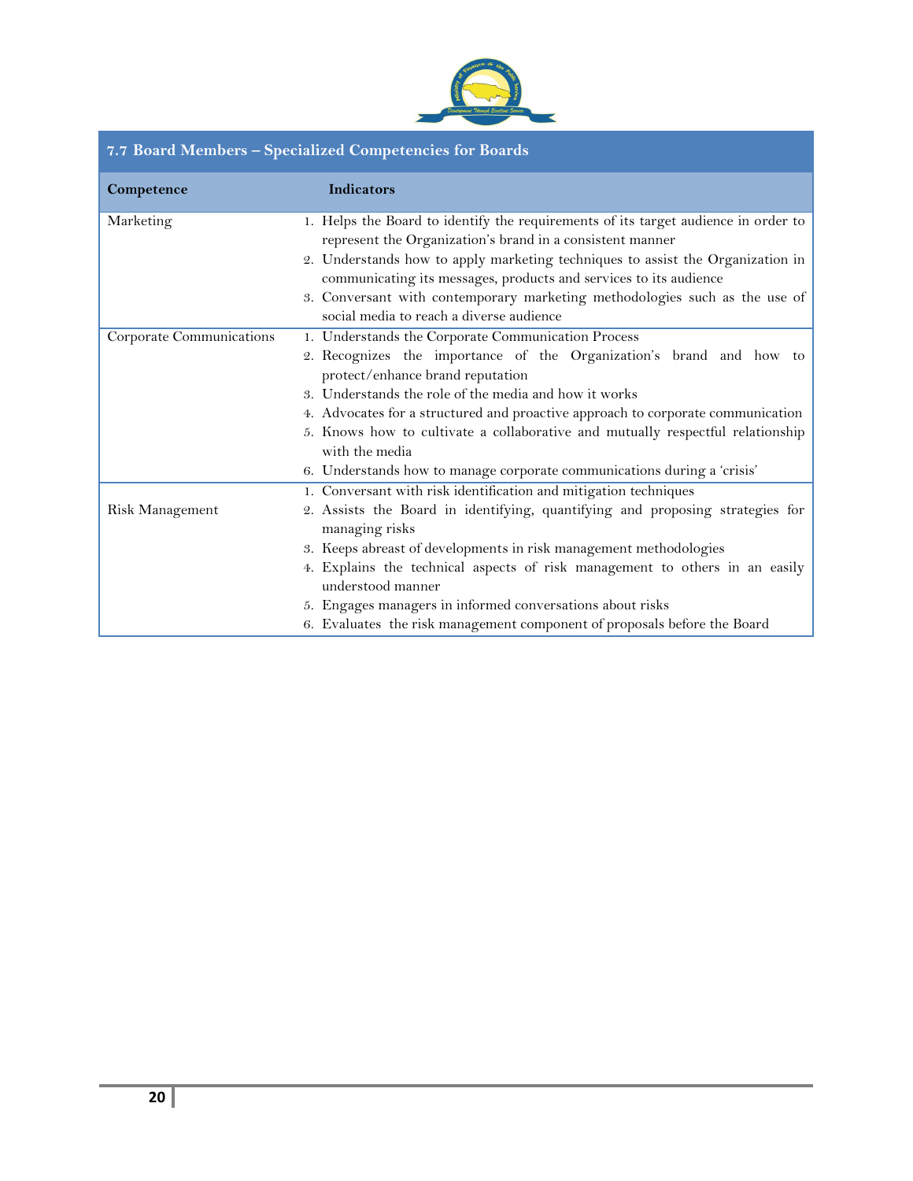## 7.7 Board Members – Specialized Competencies for Boards

| Competence | Indicators |
| --- | --- |
| Marketing | 1. Helps the Board to identify the requirements of its target audience in order to represent the Organization's brand in a consistent manner<br>2. Understands how to apply marketing techniques to assist the Organization in communicating its messages, products and services to its audience<br>3. Conversant with contemporary marketing methodologies such as the use of social media to reach a diverse audience |
| Corporate Communications | 1. Understands the Corporate Communication Process<br>2. Recognizes the importance of the Organization's brand and how to protect/enhance brand reputation<br>3. Understands the role of the media and how it works<br>4. Advocates for a structured and proactive approach to corporate communication<br>5. Knows how to cultivate a collaborative and mutually respectful relationship with the media<br>6. Understands how to manage corporate communications during a 'crisis' |
| Risk Management | 1. Conversant with risk identification and mitigation techniques<br>2. Assists the Board in identifying, quantifying and proposing strategies for managing risks<br>3. Keeps abreast of developments in risk management methodologies<br>4. Explains the technical aspects of risk management to others in an easily understood manner<br>5. Engages managers in informed conversations about risks<br>6. Evaluates the risk management component of proposals before the Board |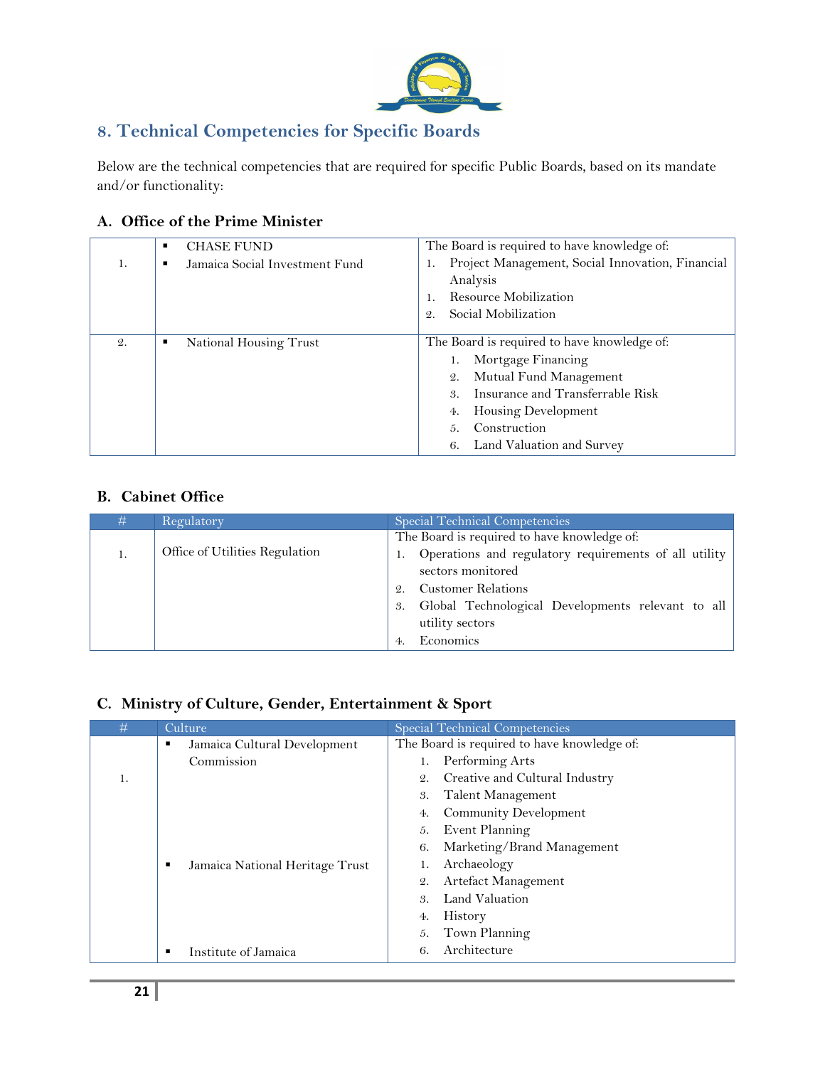## 8. Technical Competencies for Specific Boards

Below are the technical competencies that are required for specific Public Boards, based on its mandate and/or functionality:

### A. Office of the Prime Minister

| | | |
|---|---|---|
| 1. | ▪ CHASE FUND<br>▪ Jamaica Social Investment Fund | The Board is required to have knowledge of:<br>1. Project Management, Social Innovation, Financial Analysis<br>1. Resource Mobilization<br>2. Social Mobilization |
| 2. | ▪ National Housing Trust | The Board is required to have knowledge of:<br>1. Mortgage Financing<br>2. Mutual Fund Management<br>3. Insurance and Transferrable Risk<br>4. Housing Development<br>5. Construction<br>6. Land Valuation and Survey |

### B. Cabinet Office

| # | Regulatory | Special Technical Competencies |
|---|---|---|
| 1. | Office of Utilities Regulation | The Board is required to have knowledge of:<br>1. Operations and regulatory requirements of all utility sectors monitored<br>2. Customer Relations<br>3. Global Technological Developments relevant to all utility sectors<br>4. Economics |

### C. Ministry of Culture, Gender, Entertainment & Sport

| # | Culture | Special Technical Competencies |
|---|---|---|
| 1. | ▪ Jamaica Cultural Development Commission | The Board is required to have knowledge of:<br>1. Performing Arts<br>2. Creative and Cultural Industry<br>3. Talent Management<br>4. Community Development<br>5. Event Planning<br>6. Marketing/Brand Management |
| | ▪ Jamaica National Heritage Trust | 1. Archaeology<br>2. Artefact Management<br>3. Land Valuation<br>4. History<br>5. Town Planning<br>6. Architecture |
| | ▪ Institute of Jamaica | |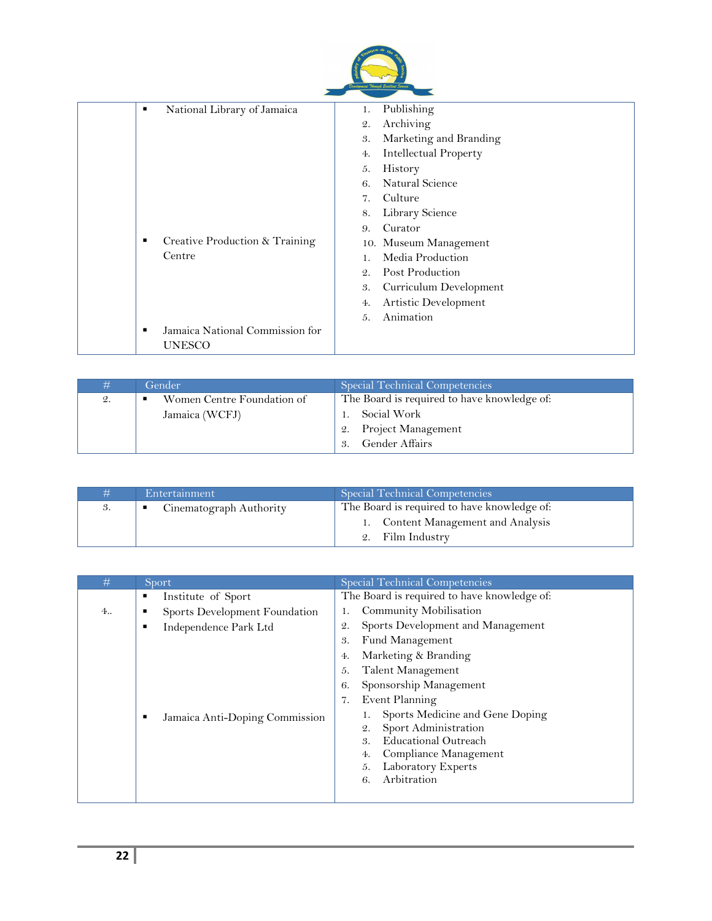| | | |
|---|---|---|
| | ▪ National Library of Jamaica | 1. Publishing<br>2. Archiving<br>3. Marketing and Branding<br>4. Intellectual Property<br>5. History<br>6. Natural Science<br>7. Culture<br>8. Library Science<br>9. Curator<br>10. Museum Management |
| | ▪ Creative Production & Training Centre | 1. Media Production<br>2. Post Production<br>3. Curriculum Development<br>4. Artistic Development<br>5. Animation |
| | ▪ Jamaica National Commission for UNESCO | |

| # | Gender | Special Technical Competencies |
|---|---|---|
| 2. | ▪ Women Centre Foundation of Jamaica (WCFJ) | The Board is required to have knowledge of:<br>1. Social Work<br>2. Project Management<br>3. Gender Affairs |

| # | Entertainment | Special Technical Competencies |
|---|---|---|
| 3. | ▪ Cinematograph Authority | The Board is required to have knowledge of:<br>1. Content Management and Analysis<br>2. Film Industry |

| # | Sport | Special Technical Competencies |
|---|---|---|
| 4.. | ▪ Institute of Sport<br>▪ Sports Development Foundation<br>▪ Independence Park Ltd | The Board is required to have knowledge of:<br>1. Community Mobilisation<br>2. Sports Development and Management<br>3. Fund Management<br>4. Marketing & Branding<br>5. Talent Management<br>6. Sponsorship Management<br>7. Event Planning |
| | ▪ Jamaica Anti-Doping Commission | 1. Sports Medicine and Gene Doping<br>2. Sport Administration<br>3. Educational Outreach<br>4. Compliance Management<br>5. Laboratory Experts<br>6. Arbitration |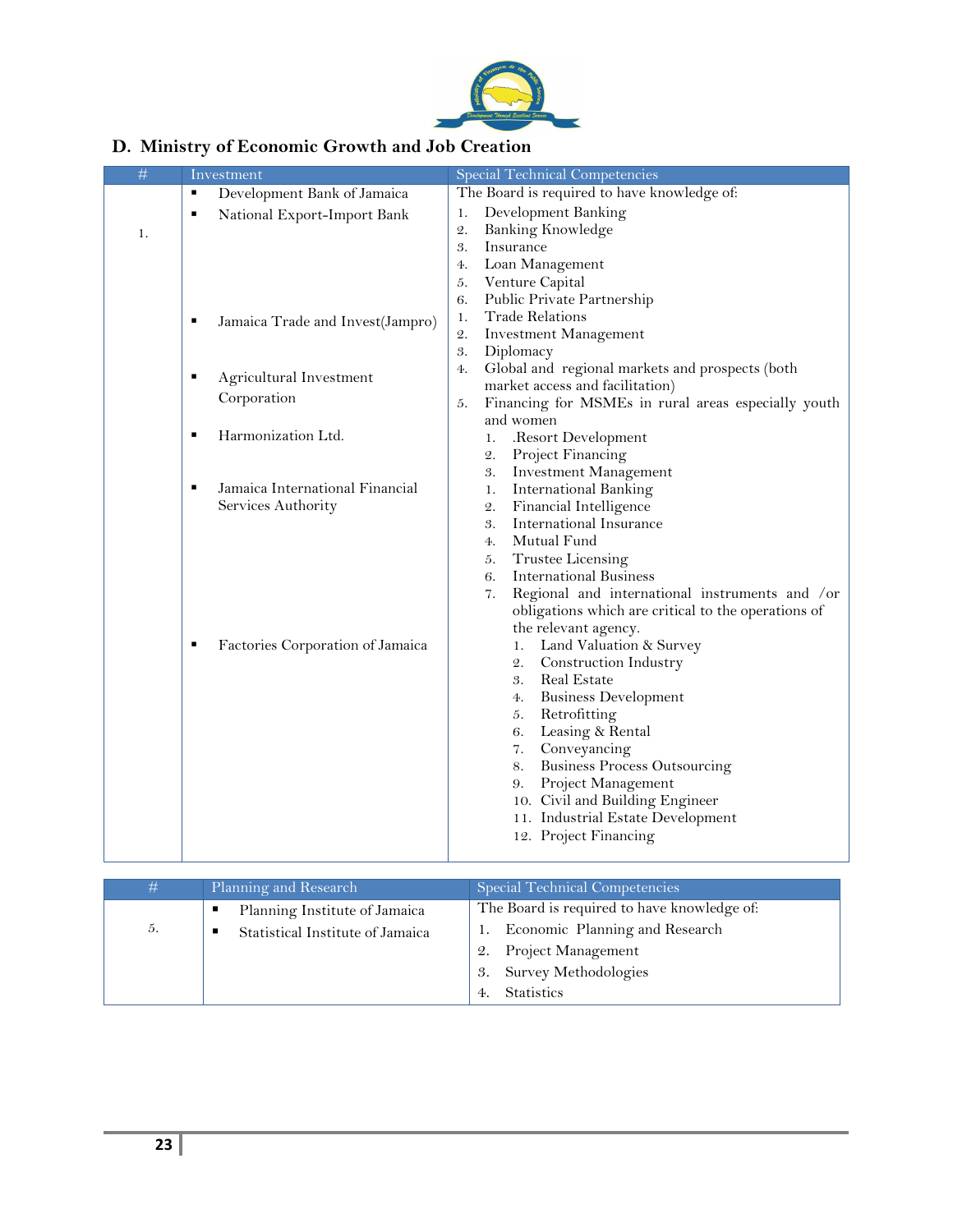## D. Ministry of Economic Growth and Job Creation

| # | Investment | Special Technical Competencies |
|---|---|---|
| 1. | ▪ Development Bank of Jamaica<br>▪ National Export-Import Bank | The Board is required to have knowledge of:<br>1. Development Banking<br>2. Banking Knowledge<br>3. Insurance<br>4. Loan Management<br>5. Venture Capital<br>6. Public Private Partnership |
| | ▪ Jamaica Trade and Invest(Jampro) | 1. Trade Relations<br>2. Investment Management<br>3. Diplomacy<br>4. Global and regional markets and prospects (both market access and facilitation) |
| | ▪ Agricultural Investment Corporation | 5. Financing for MSMEs in rural areas especially youth and women |
| | ▪ Harmonization Ltd. | 1. .Resort Development<br>2. Project Financing<br>3. Investment Management |
| | ▪ Jamaica International Financial Services Authority | 1. International Banking<br>2. Financial Intelligence<br>3. International Insurance<br>4. Mutual Fund<br>5. Trustee Licensing<br>6. International Business<br>7. Regional and international instruments and /or obligations which are critical to the operations of the relevant agency. |
| | ▪ Factories Corporation of Jamaica | 1. Land Valuation & Survey<br>2. Construction Industry<br>3. Real Estate<br>4. Business Development<br>5. Retrofitting<br>6. Leasing & Rental<br>7. Conveyancing<br>8. Business Process Outsourcing<br>9. Project Management<br>10. Civil and Building Engineer<br>11. Industrial Estate Development<br>12. Project Financing |

| # | Planning and Research | Special Technical Competencies |
|---|---|---|
| 5. | ▪ Planning Institute of Jamaica<br>▪ Statistical Institute of Jamaica | The Board is required to have knowledge of:<br>1. Economic Planning and Research<br>2. Project Management<br>3. Survey Methodologies<br>4. Statistics |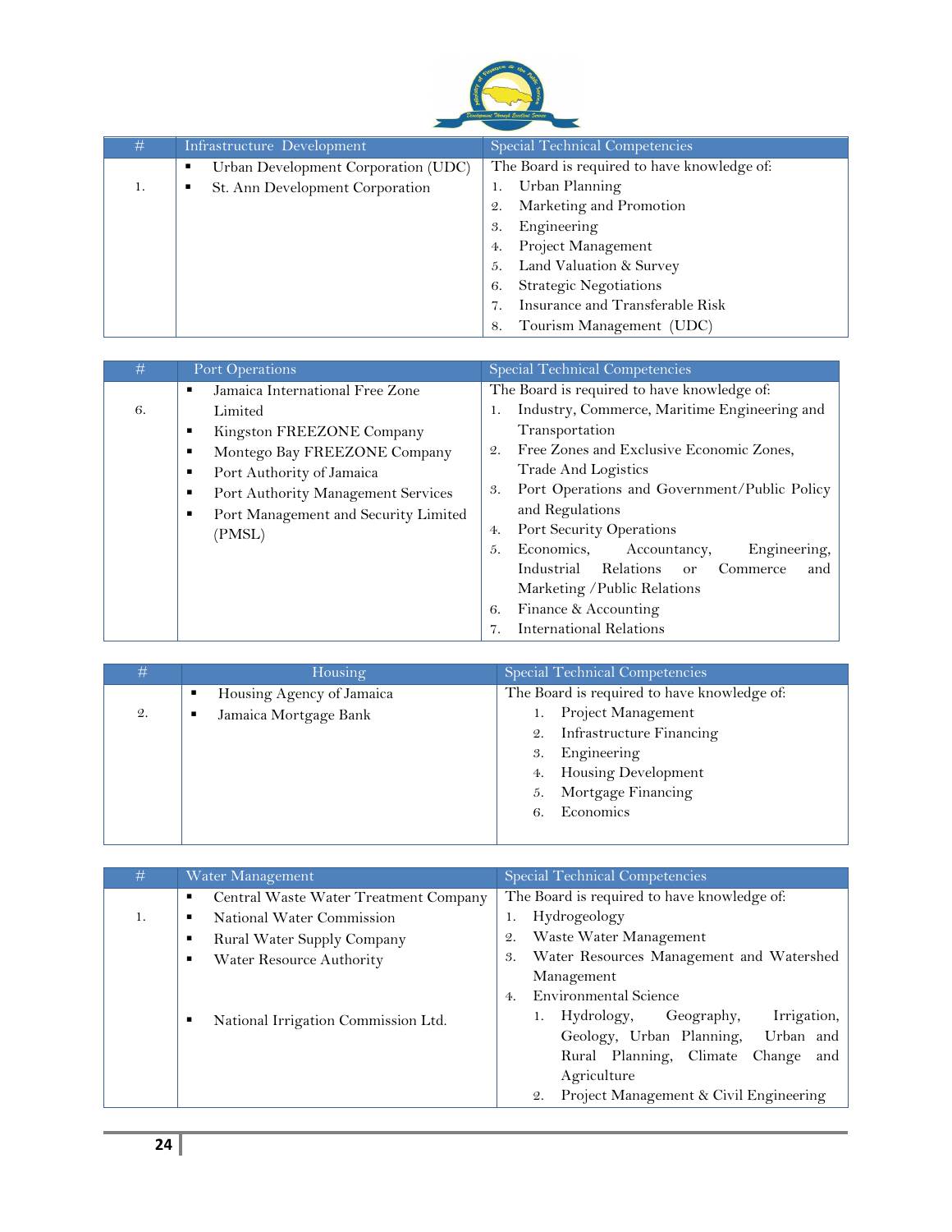| # | Infrastructure Development | Special Technical Competencies |
|---|---|---|
| 1. | ▪ Urban Development Corporation (UDC)<br>▪ St. Ann Development Corporation | The Board is required to have knowledge of:<br>1. Urban Planning<br>2. Marketing and Promotion<br>3. Engineering<br>4. Project Management<br>5. Land Valuation & Survey<br>6. Strategic Negotiations<br>7. Insurance and Transferable Risk<br>8. Tourism Management (UDC) |

| # | Port Operations | Special Technical Competencies |
|---|---|---|
| 6. | ▪ Jamaica International Free Zone Limited<br>▪ Kingston FREEZONE Company<br>▪ Montego Bay FREEZONE Company<br>▪ Port Authority of Jamaica<br>▪ Port Authority Management Services<br>▪ Port Management and Security Limited (PMSL) | The Board is required to have knowledge of:<br>1. Industry, Commerce, Maritime Engineering and Transportation<br>2. Free Zones and Exclusive Economic Zones, Trade And Logistics<br>3. Port Operations and Government/Public Policy and Regulations<br>4. Port Security Operations<br>5. Economics, Accountancy, Engineering, Industrial Relations or Commerce and Marketing /Public Relations<br>6. Finance & Accounting<br>7. International Relations |

| # | Housing | Special Technical Competencies |
|---|---|---|
| 2. | ▪ Housing Agency of Jamaica<br>▪ Jamaica Mortgage Bank | The Board is required to have knowledge of:<br>1. Project Management<br>2. Infrastructure Financing<br>3. Engineering<br>4. Housing Development<br>5. Mortgage Financing<br>6. Economics |

| # | Water Management | Special Technical Competencies |
|---|---|---|
| 1. | ▪ Central Waste Water Treatment Company<br>▪ National Water Commission<br>▪ Rural Water Supply Company<br>▪ Water Resource Authority<br><br>▪ National Irrigation Commission Ltd. | The Board is required to have knowledge of:<br>1. Hydrogeology<br>2. Waste Water Management<br>3. Water Resources Management and Watershed Management<br>4. Environmental Science<br>&nbsp;&nbsp;1. Hydrology, Geography, Irrigation, Geology, Urban Planning, Urban and Rural Planning, Climate Change and Agriculture<br>&nbsp;&nbsp;2. Project Management & Civil Engineering |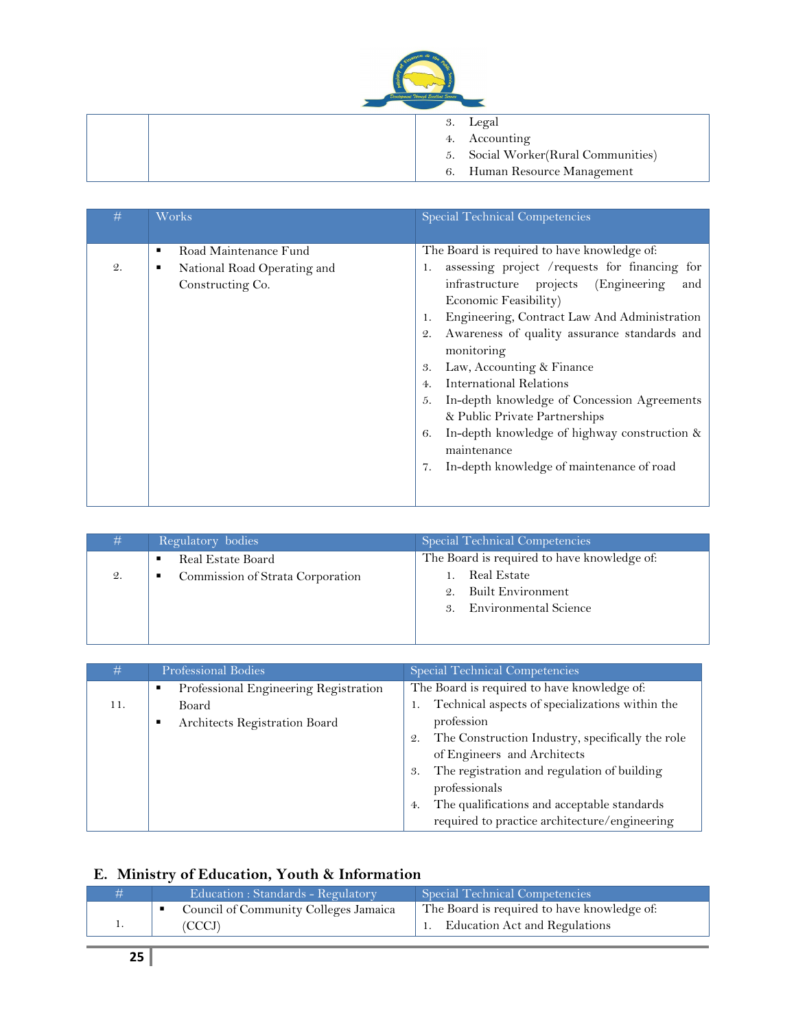| | | |
|---|---|---|
| | | 3. Legal<br>4. Accounting<br>5. Social Worker(Rural Communities)<br>6. Human Resource Management |

| # | Works | Special Technical Competencies |
|---|---|---|
| 2. | ▪ Road Maintenance Fund<br>▪ National Road Operating and Constructing Co. | The Board is required to have knowledge of:<br>1. assessing project /requests for financing for infrastructure projects (Engineering and Economic Feasibility)<br>1. Engineering, Contract Law And Administration<br>2. Awareness of quality assurance standards and monitoring<br>3. Law, Accounting & Finance<br>4. International Relations<br>5. In-depth knowledge of Concession Agreements & Public Private Partnerships<br>6. In-depth knowledge of highway construction & maintenance<br>7. In-depth knowledge of maintenance of road |

| # | Regulatory bodies | Special Technical Competencies |
|---|---|---|
| 2. | ▪ Real Estate Board<br>▪ Commission of Strata Corporation | The Board is required to have knowledge of:<br>1. Real Estate<br>2. Built Environment<br>3. Environmental Science |

| # | Professional Bodies | Special Technical Competencies |
|---|---|---|
| 11. | ▪ Professional Engineering Registration Board<br>▪ Architects Registration Board | The Board is required to have knowledge of:<br>1. Technical aspects of specializations within the profession<br>2. The Construction Industry, specifically the role of Engineers and Architects<br>3. The registration and regulation of building professionals<br>4. The qualifications and acceptable standards required to practice architecture/engineering |

## E. Ministry of Education, Youth & Information

| # | Education : Standards - Regulatory | Special Technical Competencies |
|---|---|---|
| 1. | ▪ Council of Community Colleges Jamaica (CCCJ) | The Board is required to have knowledge of:<br>1. Education Act and Regulations |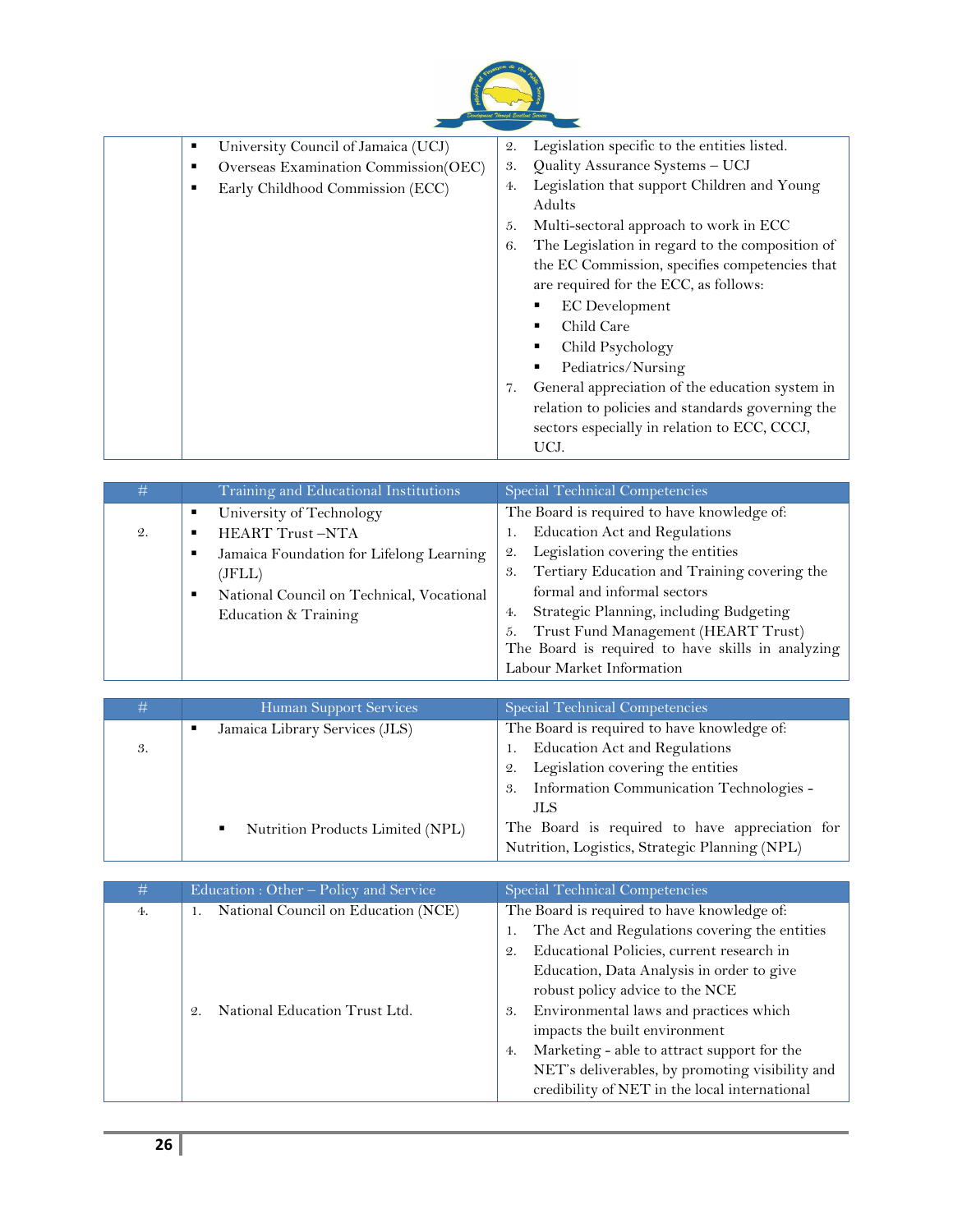| | | |
|---|---|---|
| | ▪ University Council of Jamaica (UCJ)<br>▪ Overseas Examination Commission(OEC)<br>▪ Early Childhood Commission (ECC) | 2. Legislation specific to the entities listed.<br>3. Quality Assurance Systems – UCJ<br>4. Legislation that support Children and Young Adults<br>5. Multi-sectoral approach to work in ECC<br>6. The Legislation in regard to the composition of the EC Commission, specifies competencies that are required for the ECC, as follows:<br>▪ EC Development<br>▪ Child Care<br>▪ Child Psychology<br>▪ Pediatrics/Nursing<br>7. General appreciation of the education system in relation to policies and standards governing the sectors especially in relation to ECC, CCCJ, UCJ. |

| # | Training and Educational Institutions | Special Technical Competencies |
|---|---|---|
| 2. | ▪ University of Technology<br>▪ HEART Trust –NTA<br>▪ Jamaica Foundation for Lifelong Learning (JFLL)<br>▪ National Council on Technical, Vocational Education & Training | The Board is required to have knowledge of:<br>1. Education Act and Regulations<br>2. Legislation covering the entities<br>3. Tertiary Education and Training covering the formal and informal sectors<br>4. Strategic Planning, including Budgeting<br>5. Trust Fund Management (HEART Trust)<br>The Board is required to have skills in analyzing Labour Market Information |

| # | Human Support Services | Special Technical Competencies |
|---|---|---|
| 3. | ▪ Jamaica Library Services (JLS) | The Board is required to have knowledge of:<br>1. Education Act and Regulations<br>2. Legislation covering the entities<br>3. Information Communication Technologies - JLS |
| | ▪ Nutrition Products Limited (NPL) | The Board is required to have appreciation for Nutrition, Logistics, Strategic Planning (NPL) |

| # | Education : Other – Policy and Service | Special Technical Competencies |
|---|---|---|
| 4. | 1. National Council on Education (NCE) | The Board is required to have knowledge of:<br>1. The Act and Regulations covering the entities<br>2. Educational Policies, current research in Education, Data Analysis in order to give robust policy advice to the NCE |
| | 2. National Education Trust Ltd. | 3. Environmental laws and practices which impacts the built environment<br>4. Marketing - able to attract support for the NET's deliverables, by promoting visibility and credibility of NET in the local international |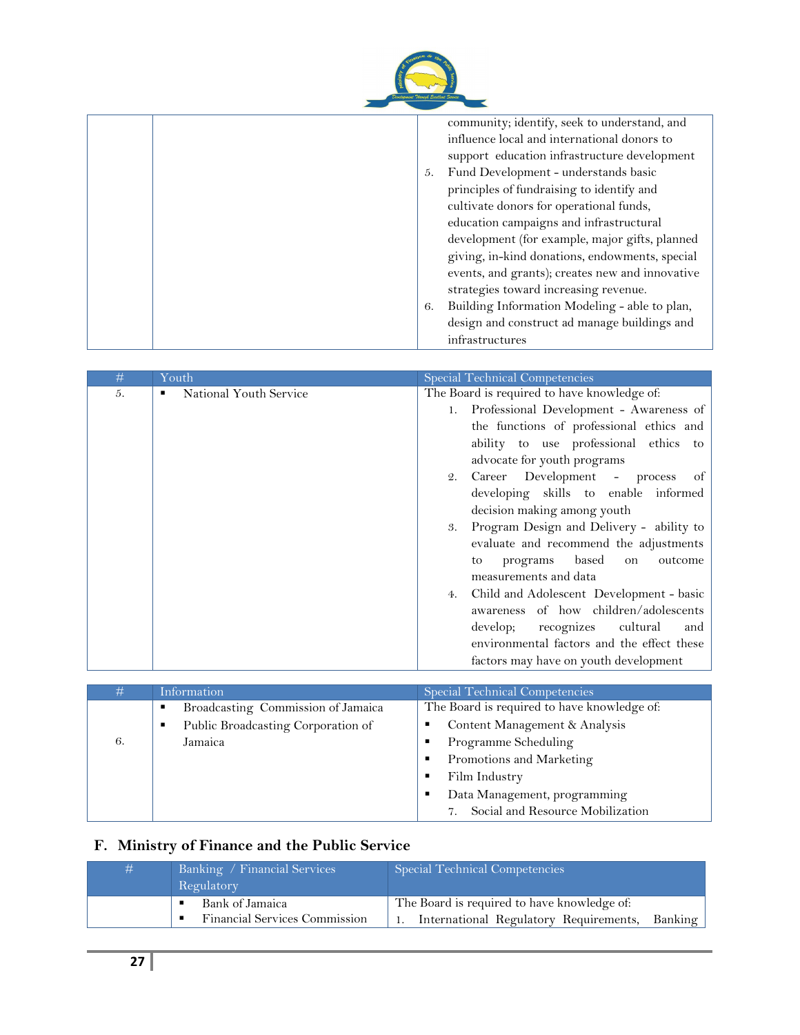| | | |
|---|---|---|
| | | community; identify, seek to understand, and influence local and international donors to support education infrastructure development<br>5. Fund Development - understands basic principles of fundraising to identify and cultivate donors for operational funds, education campaigns and infrastructural development (for example, major gifts, planned giving, in-kind donations, endowments, special events, and grants); creates new and innovative strategies toward increasing revenue.<br>6. Building Information Modeling - able to plan, design and construct ad manage buildings and infrastructures |

| # | Youth | Special Technical Competencies |
|---|---|---|
| 5. | ▪ National Youth Service | The Board is required to have knowledge of:<br>1. Professional Development - Awareness of the functions of professional ethics and ability to use professional ethics to advocate for youth programs<br>2. Career Development - process of developing skills to enable informed decision making among youth<br>3. Program Design and Delivery - ability to evaluate and recommend the adjustments to programs based on outcome measurements and data<br>4. Child and Adolescent Development - basic awareness of how children/adolescents develop; recognizes cultural and environmental factors and the effect these factors may have on youth development |

| # | Information | Special Technical Competencies |
|---|---|---|
| 6. | ▪ Broadcasting Commission of Jamaica<br>▪ Public Broadcasting Corporation of Jamaica | The Board is required to have knowledge of:<br>▪ Content Management & Analysis<br>▪ Programme Scheduling<br>▪ Promotions and Marketing<br>▪ Film Industry<br>▪ Data Management, programming<br>7. Social and Resource Mobilization |

## F. Ministry of Finance and the Public Service

| # | Banking / Financial Services Regulatory | Special Technical Competencies |
|---|---|---|
| | ▪ Bank of Jamaica<br>▪ Financial Services Commission | The Board is required to have knowledge of:<br>1. International Regulatory Requirements, Banking |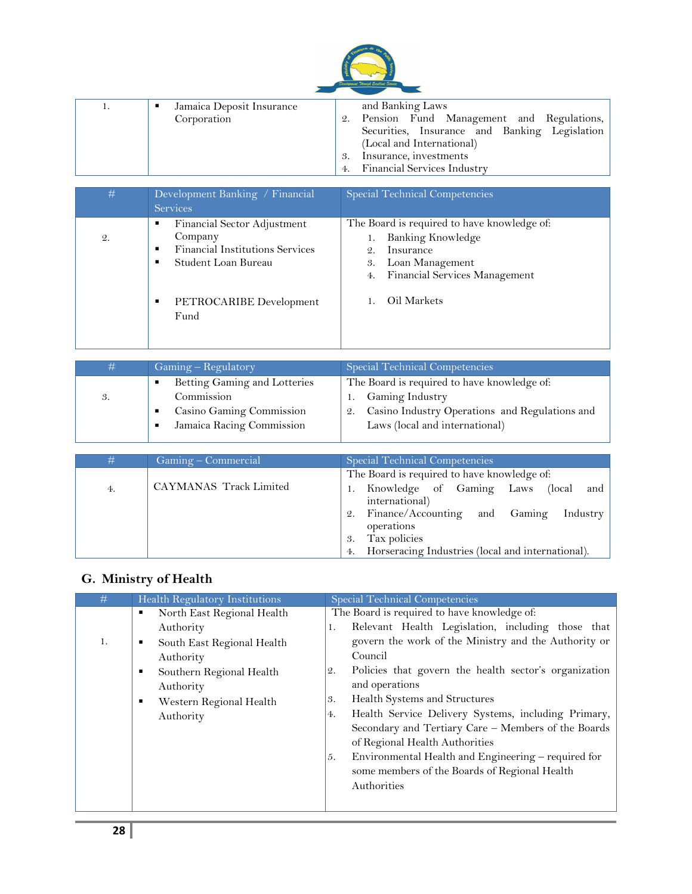| | | |
|---|---|---|
| 1. | ▪ Jamaica Deposit Insurance Corporation | and Banking Laws<br>2. Pension Fund Management and Regulations, Securities, Insurance and Banking Legislation (Local and International)<br>3. Insurance, investments<br>4. Financial Services Industry |

| # | Development Banking / Financial Services | Special Technical Competencies |
|---|---|---|
| 2. | ▪ Financial Sector Adjustment Company<br>▪ Financial Institutions Services<br>▪ Student Loan Bureau | The Board is required to have knowledge of:<br>1. Banking Knowledge<br>2. Insurance<br>3. Loan Management<br>4. Financial Services Management |
| | ▪ PETROCARIBE Development Fund | 1. Oil Markets |

| # | Gaming – Regulatory | Special Technical Competencies |
|---|---|---|
| 3. | ▪ Betting Gaming and Lotteries Commission<br>▪ Casino Gaming Commission<br>▪ Jamaica Racing Commission | The Board is required to have knowledge of:<br>1. Gaming Industry<br>2. Casino Industry Operations and Regulations and Laws (local and international) |

| # | Gaming – Commercial | Special Technical Competencies |
|---|---|---|
| 4. | CAYMANAS Track Limited | The Board is required to have knowledge of:<br>1. Knowledge of Gaming Laws (local and international)<br>2. Finance/Accounting and Gaming Industry operations<br>3. Tax policies<br>4. Horseracing Industries (local and international). |

## G. Ministry of Health

| # | Health Regulatory Institutions | Special Technical Competencies |
|---|---|---|
| 1. | ▪ North East Regional Health Authority<br>▪ South East Regional Health Authority<br>▪ Southern Regional Health Authority<br>▪ Western Regional Health Authority | The Board is required to have knowledge of:<br>1. Relevant Health Legislation, including those that govern the work of the Ministry and the Authority or Council<br>2. Policies that govern the health sector's organization and operations<br>3. Health Systems and Structures<br>4. Health Service Delivery Systems, including Primary, Secondary and Tertiary Care – Members of the Boards of Regional Health Authorities<br>5. Environmental Health and Engineering – required for some members of the Boards of Regional Health Authorities |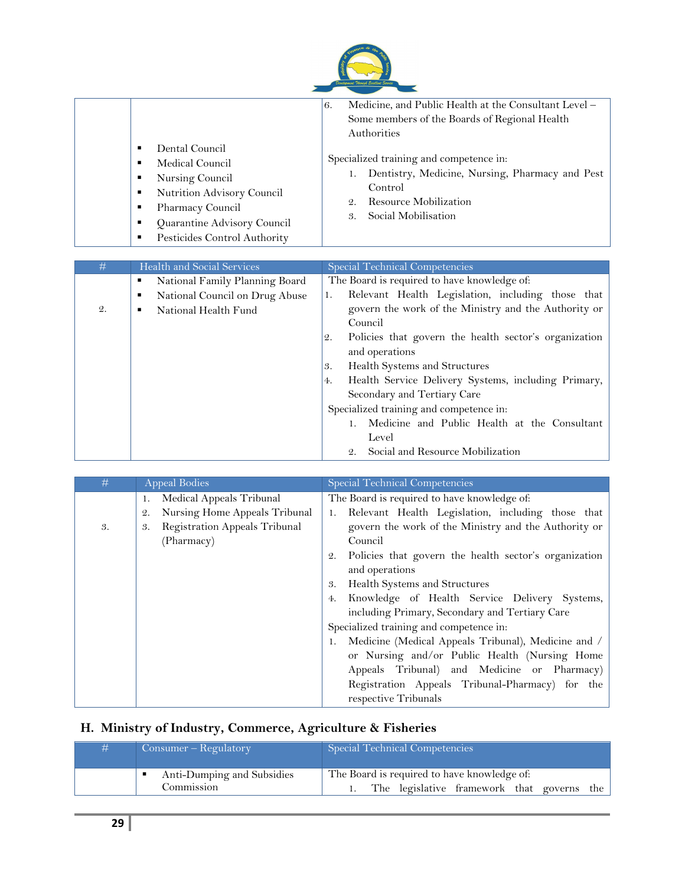| | | |
|---|---|---|
| | ▪ Dental Council<br>▪ Medical Council<br>▪ Nursing Council<br>▪ Nutrition Advisory Council<br>▪ Pharmacy Council<br>▪ Quarantine Advisory Council<br>▪ Pesticides Control Authority | 6. Medicine, and Public Health at the Consultant Level – Some members of the Boards of Regional Health Authorities<br><br>Specialized training and competence in:<br>1. Dentistry, Medicine, Nursing, Pharmacy and Pest Control<br>2. Resource Mobilization<br>3. Social Mobilisation |

| # | Health and Social Services | Special Technical Competencies |
|---|---|---|
| 2. | ▪ National Family Planning Board<br>▪ National Council on Drug Abuse<br>▪ National Health Fund | The Board is required to have knowledge of:<br>1. Relevant Health Legislation, including those that govern the work of the Ministry and the Authority or Council<br>2. Policies that govern the health sector's organization and operations<br>3. Health Systems and Structures<br>4. Health Service Delivery Systems, including Primary, Secondary and Tertiary Care<br>Specialized training and competence in:<br>1. Medicine and Public Health at the Consultant Level<br>2. Social and Resource Mobilization |

| # | Appeal Bodies | Special Technical Competencies |
|---|---|---|
| 3. | 1. Medical Appeals Tribunal<br>2. Nursing Home Appeals Tribunal<br>3. Registration Appeals Tribunal (Pharmacy) | The Board is required to have knowledge of:<br>1. Relevant Health Legislation, including those that govern the work of the Ministry and the Authority or Council<br>2. Policies that govern the health sector's organization and operations<br>3. Health Systems and Structures<br>4. Knowledge of Health Service Delivery Systems, including Primary, Secondary and Tertiary Care<br>Specialized training and competence in:<br>1. Medicine (Medical Appeals Tribunal), Medicine and / or Nursing and/or Public Health (Nursing Home Appeals Tribunal) and Medicine or Pharmacy) Registration Appeals Tribunal-Pharmacy) for the respective Tribunals |

## H. Ministry of Industry, Commerce, Agriculture & Fisheries

| # | Consumer – Regulatory | Special Technical Competencies |
|---|---|---|
| | ▪ Anti-Dumping and Subsidies Commission | The Board is required to have knowledge of:<br>1. The legislative framework that governs the |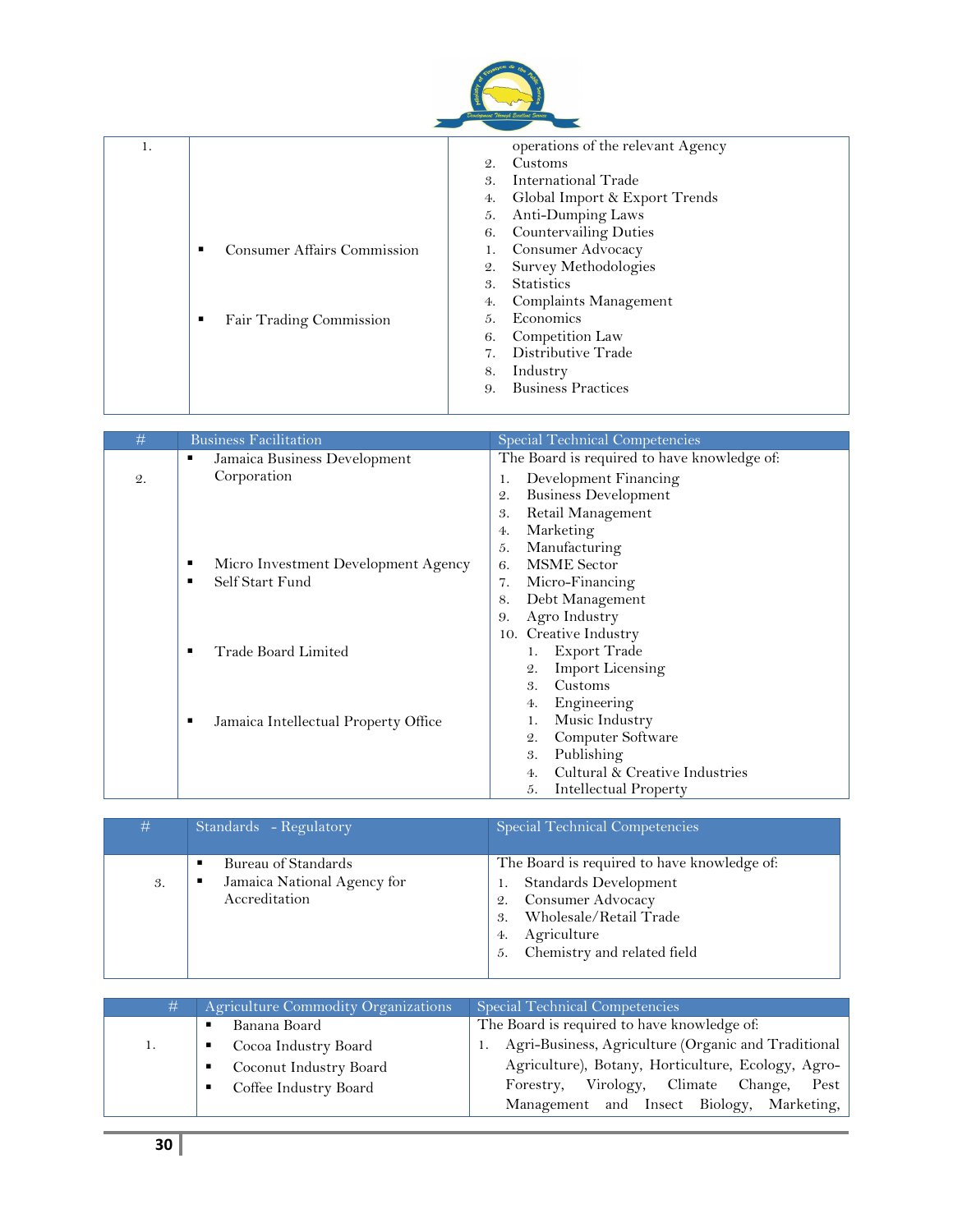| | | |
|---|---|---|
| 1. | ▪ Consumer Affairs Commission<br><br>▪ Fair Trading Commission | operations of the relevant Agency<br>2. Customs<br>3. International Trade<br>4. Global Import & Export Trends<br>5. Anti-Dumping Laws<br>6. Countervailing Duties<br>1. Consumer Advocacy<br>2. Survey Methodologies<br>3. Statistics<br>4. Complaints Management<br>5. Economics<br>6. Competition Law<br>7. Distributive Trade<br>8. Industry<br>9. Business Practices |

| # | Business Facilitation | Special Technical Competencies |
|---|---|---|
| 2. | ▪ Jamaica Business Development Corporation<br><br>▪ Micro Investment Development Agency<br>▪ Self Start Fund<br><br>▪ Trade Board Limited<br><br>▪ Jamaica Intellectual Property Office | The Board is required to have knowledge of:<br>1. Development Financing<br>2. Business Development<br>3. Retail Management<br>4. Marketing<br>5. Manufacturing<br>6. MSME Sector<br>7. Micro-Financing<br>8. Debt Management<br>9. Agro Industry<br>10. Creative Industry<br>1. Export Trade<br>2. Import Licensing<br>3. Customs<br>4. Engineering<br>1. Music Industry<br>2. Computer Software<br>3. Publishing<br>4. Cultural & Creative Industries<br>5. Intellectual Property |

| # | Standards - Regulatory | Special Technical Competencies |
|---|---|---|
| 3. | ▪ Bureau of Standards<br>▪ Jamaica National Agency for Accreditation | The Board is required to have knowledge of:<br>1. Standards Development<br>2. Consumer Advocacy<br>3. Wholesale/Retail Trade<br>4. Agriculture<br>5. Chemistry and related field |

| # | Agriculture Commodity Organizations | Special Technical Competencies |
|---|---|---|
| 1. | ▪ Banana Board<br>▪ Cocoa Industry Board<br>▪ Coconut Industry Board<br>▪ Coffee Industry Board | The Board is required to have knowledge of:<br>1. Agri-Business, Agriculture (Organic and Traditional Agriculture), Botany, Horticulture, Ecology, Agro-Forestry, Virology, Climate Change, Pest Management and Insect Biology, Marketing, |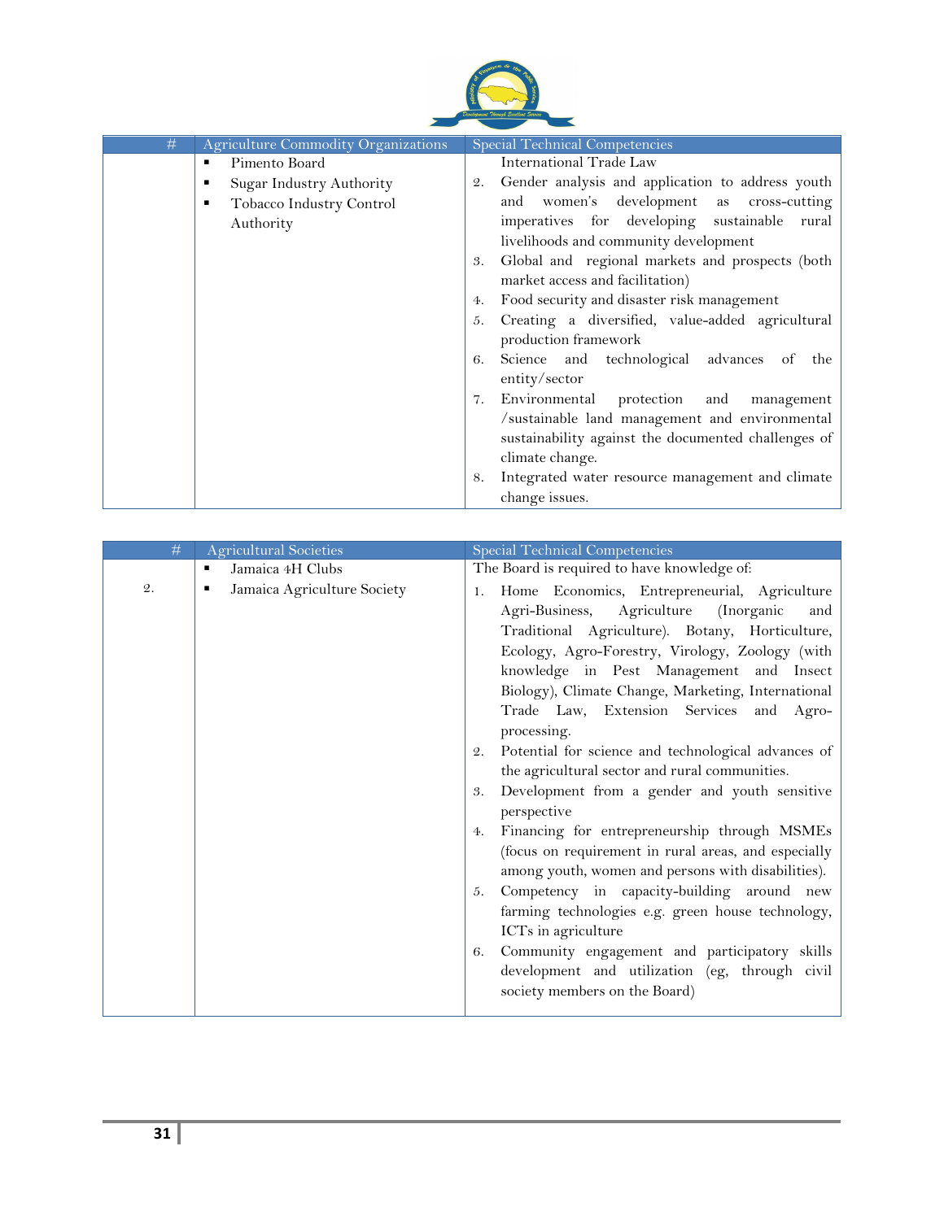| # | Agriculture Commodity Organizations | Special Technical Competencies |
|---|---|---|
| | ▪ Pimento Board<br>▪ Sugar Industry Authority<br>▪ Tobacco Industry Control Authority | International Trade Law<br>2. Gender analysis and application to address youth and women's development as cross-cutting imperatives for developing sustainable rural livelihoods and community development<br>3. Global and regional markets and prospects (both market access and facilitation)<br>4. Food security and disaster risk management<br>5. Creating a diversified, value-added agricultural production framework<br>6. Science and technological advances of the entity/sector<br>7. Environmental protection and management /sustainable land management and environmental sustainability against the documented challenges of climate change.<br>8. Integrated water resource management and climate change issues. |

| # | Agricultural Societies | Special Technical Competencies |
|---|---|---|
| 2. | ▪ Jamaica 4H Clubs<br>▪ Jamaica Agriculture Society | The Board is required to have knowledge of:<br>1. Home Economics, Entrepreneurial, Agriculture Agri-Business, Agriculture (Inorganic and Traditional Agriculture). Botany, Horticulture, Ecology, Agro-Forestry, Virology, Zoology (with knowledge in Pest Management and Insect Biology), Climate Change, Marketing, International Trade Law, Extension Services and Agro-processing.<br>2. Potential for science and technological advances of the agricultural sector and rural communities.<br>3. Development from a gender and youth sensitive perspective<br>4. Financing for entrepreneurship through MSMEs (focus on requirement in rural areas, and especially among youth, women and persons with disabilities).<br>5. Competency in capacity-building around new farming technologies e.g. green house technology, ICTs in agriculture<br>6. Community engagement and participatory skills development and utilization (eg, through civil society members on the Board) |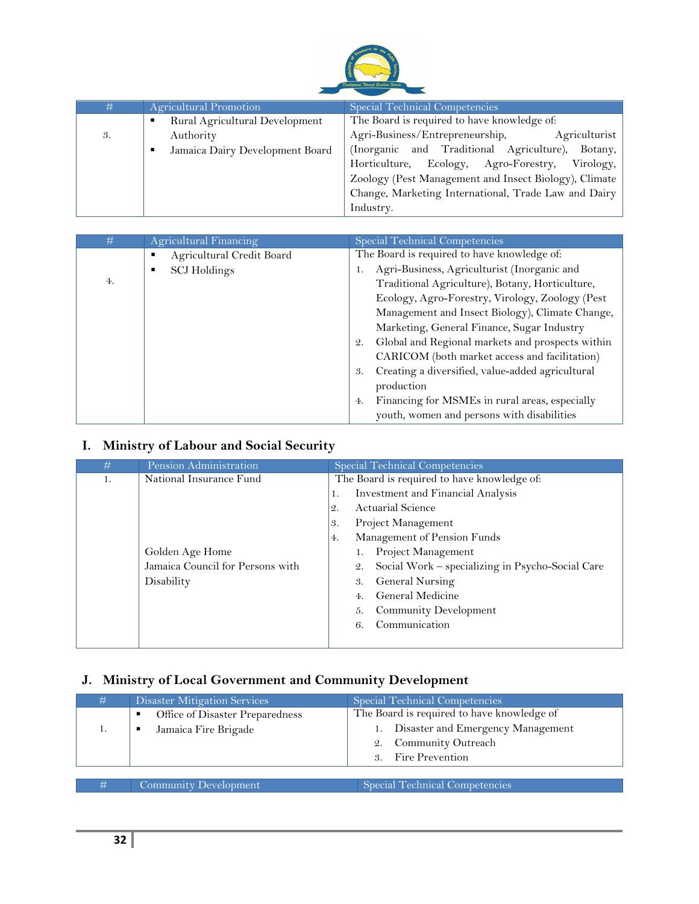| # | Agricultural Promotion | Special Technical Competencies |
|---|---|---|
| 3. | ▪ Rural Agricultural Development Authority<br>▪ Jamaica Dairy Development Board | The Board is required to have knowledge of: Agri-Business/Entrepreneurship, Agriculturist (Inorganic and Traditional Agriculture), Botany, Horticulture, Ecology, Agro-Forestry, Virology, Zoology (Pest Management and Insect Biology), Climate Change, Marketing International, Trade Law and Dairy Industry. |

| # | Agricultural Financing | Special Technical Competencies |
|---|---|---|
| 4. | ▪ Agricultural Credit Board<br>▪ SCJ Holdings | The Board is required to have knowledge of:<br>1. Agri-Business, Agriculturist (Inorganic and Traditional Agriculture), Botany, Horticulture, Ecology, Agro-Forestry, Virology, Zoology (Pest Management and Insect Biology), Climate Change, Marketing, General Finance, Sugar Industry<br>2. Global and Regional markets and prospects within CARICOM (both market access and facilitation)<br>3. Creating a diversified, value-added agricultural production<br>4. Financing for MSMEs in rural areas, especially youth, women and persons with disabilities |

## I. Ministry of Labour and Social Security

| # | Pension Administration | Special Technical Competencies |
|---|---|---|
| 1. | National Insurance Fund | The Board is required to have knowledge of:<br>1. Investment and Financial Analysis<br>2. Actuarial Science<br>3. Project Management<br>4. Management of Pension Funds |
| | Golden Age Home<br>Jamaica Council for Persons with Disability | 1. Project Management<br>2. Social Work – specializing in Psycho-Social Care<br>3. General Nursing<br>4. General Medicine<br>5. Community Development<br>6. Communication |

## J. Ministry of Local Government and Community Development

| # | Disaster Mitigation Services | Special Technical Competencies |
|---|---|---|
| 1. | ▪ Office of Disaster Preparedness<br>▪ Jamaica Fire Brigade | The Board is required to have knowledge of<br>1. Disaster and Emergency Management<br>2. Community Outreach<br>3. Fire Prevention |

| # | Community Development | Special Technical Competencies |
|---|---|---|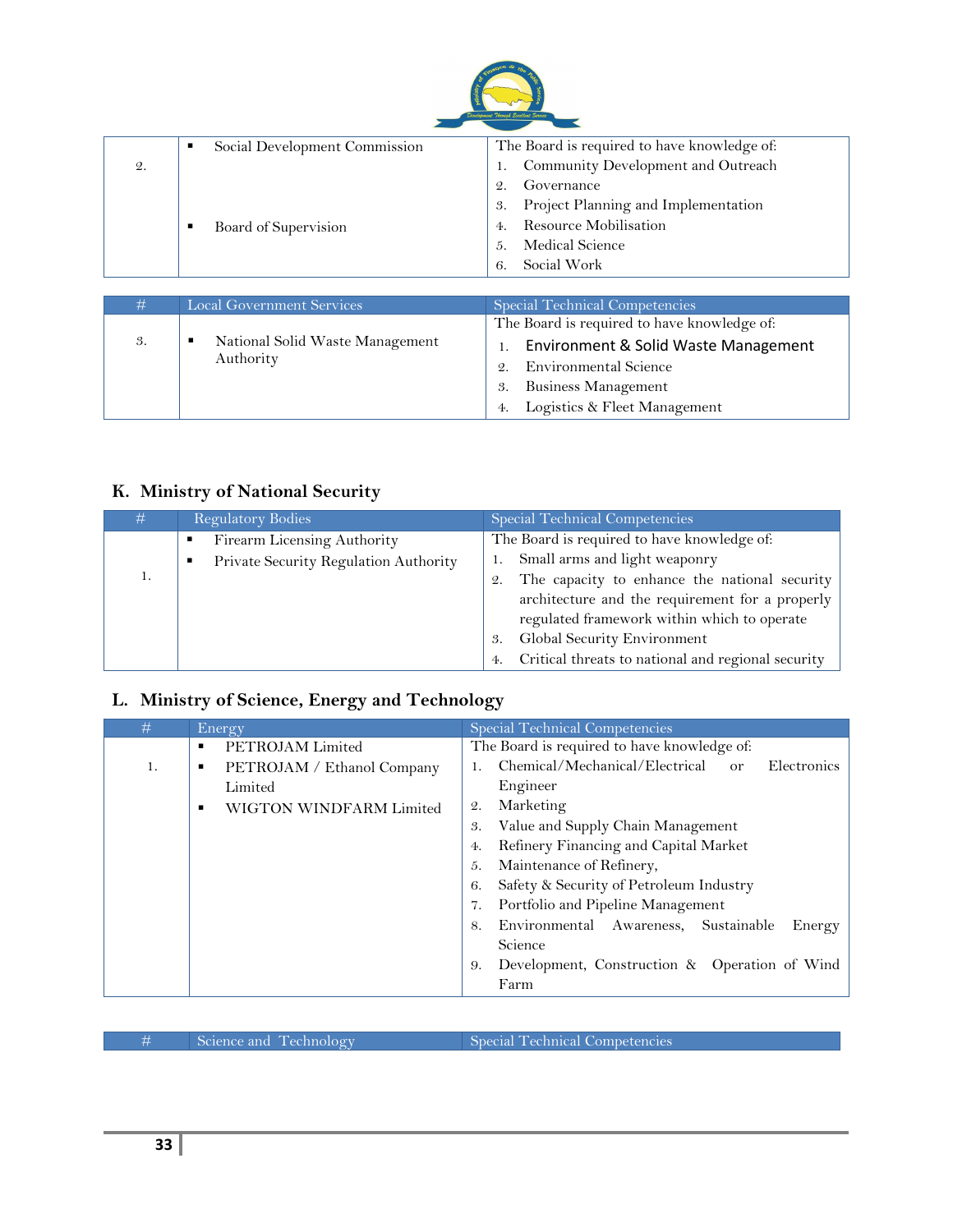| | | |
|---|---|---|
| 2. | ▪ Social Development Commission<br><br>▪ Board of Supervision | The Board is required to have knowledge of:<br>1. Community Development and Outreach<br>2. Governance<br>3. Project Planning and Implementation<br>4. Resource Mobilisation<br>5. Medical Science<br>6. Social Work |

| # | Local Government Services | Special Technical Competencies |
|---|---|---|
| 3. | ▪ National Solid Waste Management Authority | The Board is required to have knowledge of:<br>1. Environment & Solid Waste Management<br>2. Environmental Science<br>3. Business Management<br>4. Logistics & Fleet Management |

## K. Ministry of National Security

| # | Regulatory Bodies | Special Technical Competencies |
|---|---|---|
| 1. | ▪ Firearm Licensing Authority<br>▪ Private Security Regulation Authority | The Board is required to have knowledge of:<br>1. Small arms and light weaponry<br>2. The capacity to enhance the national security architecture and the requirement for a properly regulated framework within which to operate<br>3. Global Security Environment<br>4. Critical threats to national and regional security |

## L. Ministry of Science, Energy and Technology

| # | Energy | Special Technical Competencies |
|---|---|---|
| 1. | ▪ PETROJAM Limited<br>▪ PETROJAM / Ethanol Company Limited<br>▪ WIGTON WINDFARM Limited | The Board is required to have knowledge of:<br>1. Chemical/Mechanical/Electrical or Electronics Engineer<br>2. Marketing<br>3. Value and Supply Chain Management<br>4. Refinery Financing and Capital Market<br>5. Maintenance of Refinery,<br>6. Safety & Security of Petroleum Industry<br>7. Portfolio and Pipeline Management<br>8. Environmental Awareness, Sustainable Energy Science<br>9. Development, Construction & Operation of Wind Farm |

| # | Science and Technology | Special Technical Competencies |
|---|---|---|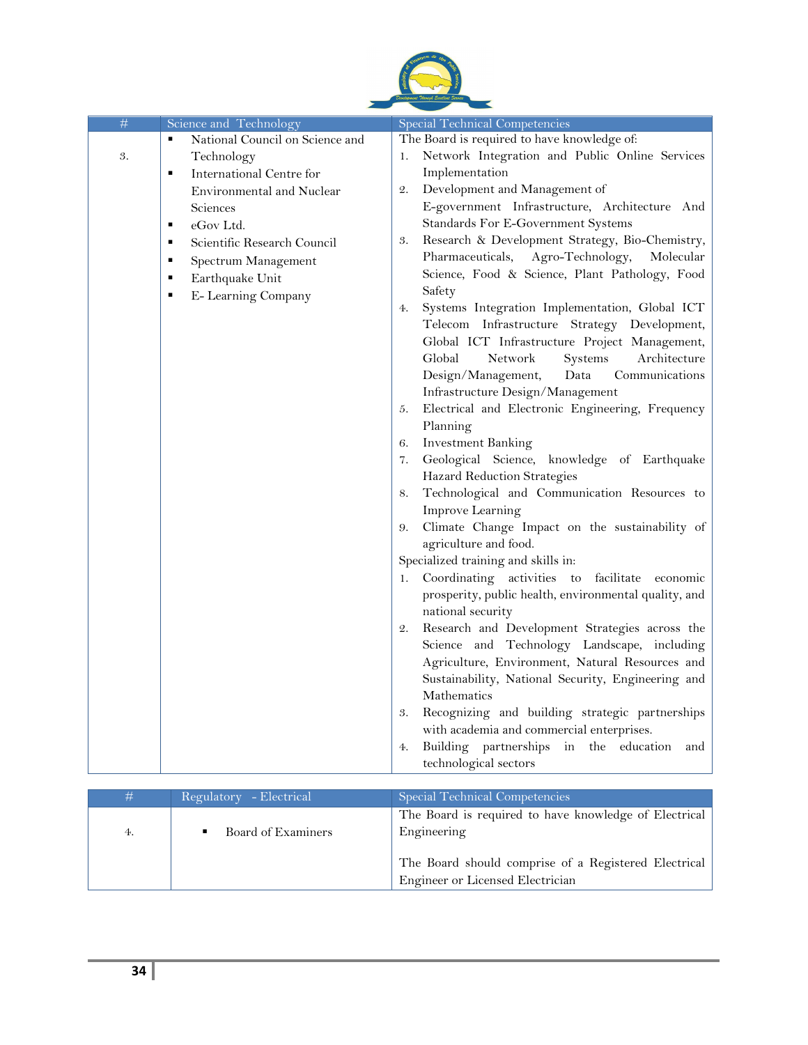| # | Science and Technology | Special Technical Competencies |
|---|---|---|
| 3. | ▪ National Council on Science and Technology<br>▪ International Centre for Environmental and Nuclear Sciences<br>▪ eGov Ltd.<br>▪ Scientific Research Council<br>▪ Spectrum Management<br>▪ Earthquake Unit<br>▪ E- Learning Company | The Board is required to have knowledge of:<br>1. Network Integration and Public Online Services Implementation<br>2. Development and Management of E-government Infrastructure, Architecture And Standards For E-Government Systems<br>3. Research & Development Strategy, Bio-Chemistry, Pharmaceuticals, Agro-Technology, Molecular Science, Food & Science, Plant Pathology, Food Safety<br>4. Systems Integration Implementation, Global ICT Telecom Infrastructure Strategy Development, Global ICT Infrastructure Project Management, Global Network Systems Architecture Design/Management, Data Communications Infrastructure Design/Management<br>5. Electrical and Electronic Engineering, Frequency Planning<br>6. Investment Banking<br>7. Geological Science, knowledge of Earthquake Hazard Reduction Strategies<br>8. Technological and Communication Resources to Improve Learning<br>9. Climate Change Impact on the sustainability of agriculture and food.<br>Specialized training and skills in:<br>1. Coordinating activities to facilitate economic prosperity, public health, environmental quality, and national security<br>2. Research and Development Strategies across the Science and Technology Landscape, including Agriculture, Environment, Natural Resources and Sustainability, National Security, Engineering and Mathematics<br>3. Recognizing and building strategic partnerships with academia and commercial enterprises.<br>4. Building partnerships in the education and technological sectors |

| # | Regulatory - Electrical | Special Technical Competencies |
|---|---|---|
| 4. | ▪ Board of Examiners | The Board is required to have knowledge of Electrical Engineering<br><br>The Board should comprise of a Registered Electrical Engineer or Licensed Electrician |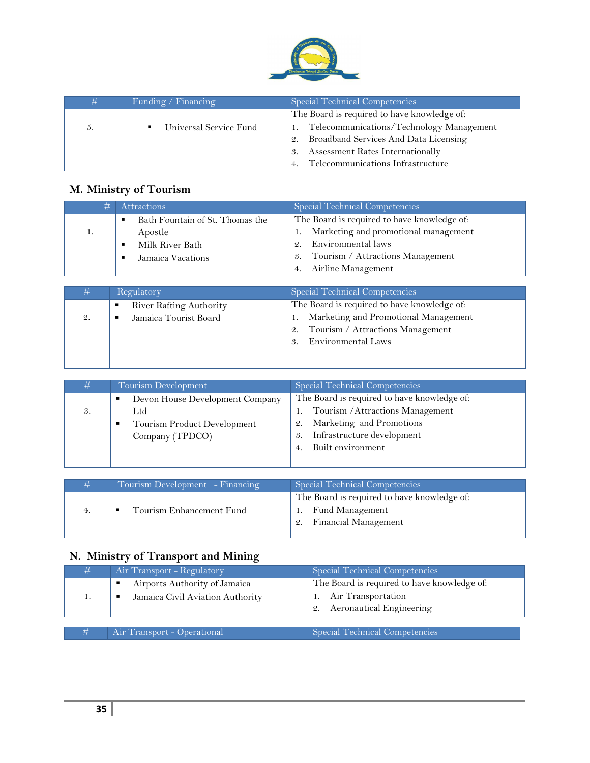| # | Funding / Financing | Special Technical Competencies |
|---|---|---|
| 5. | ▪ Universal Service Fund | The Board is required to have knowledge of:<br>1. Telecommunications/Technology Management<br>2. Broadband Services And Data Licensing<br>3. Assessment Rates Internationally<br>4. Telecommunications Infrastructure |

## M. Ministry of Tourism

| # | Attractions | Special Technical Competencies |
|---|---|---|
| 1. | ▪ Bath Fountain of St. Thomas the Apostle<br>▪ Milk River Bath<br>▪ Jamaica Vacations | The Board is required to have knowledge of:<br>1. Marketing and promotional management<br>2. Environmental laws<br>3. Tourism / Attractions Management<br>4. Airline Management |

| # | Regulatory | Special Technical Competencies |
|---|---|---|
| 2. | ▪ River Rafting Authority<br>▪ Jamaica Tourist Board | The Board is required to have knowledge of:<br>1. Marketing and Promotional Management<br>2. Tourism / Attractions Management<br>3. Environmental Laws |

| # | Tourism Development | Special Technical Competencies |
|---|---|---|
| 3. | ▪ Devon House Development Company Ltd<br>▪ Tourism Product Development Company (TPDCO) | The Board is required to have knowledge of:<br>1. Tourism /Attractions Management<br>2. Marketing and Promotions<br>3. Infrastructure development<br>4. Built environment |

| # | Tourism Development - Financing | Special Technical Competencies |
|---|---|---|
| 4. | ▪ Tourism Enhancement Fund | The Board is required to have knowledge of:<br>1. Fund Management<br>2. Financial Management |

## N. Ministry of Transport and Mining

| # | Air Transport - Regulatory | Special Technical Competencies |
|---|---|---|
| 1. | ▪ Airports Authority of Jamaica<br>▪ Jamaica Civil Aviation Authority | The Board is required to have knowledge of:<br>1. Air Transportation<br>2. Aeronautical Engineering |

| # | Air Transport - Operational | Special Technical Competencies |
|---|---|---|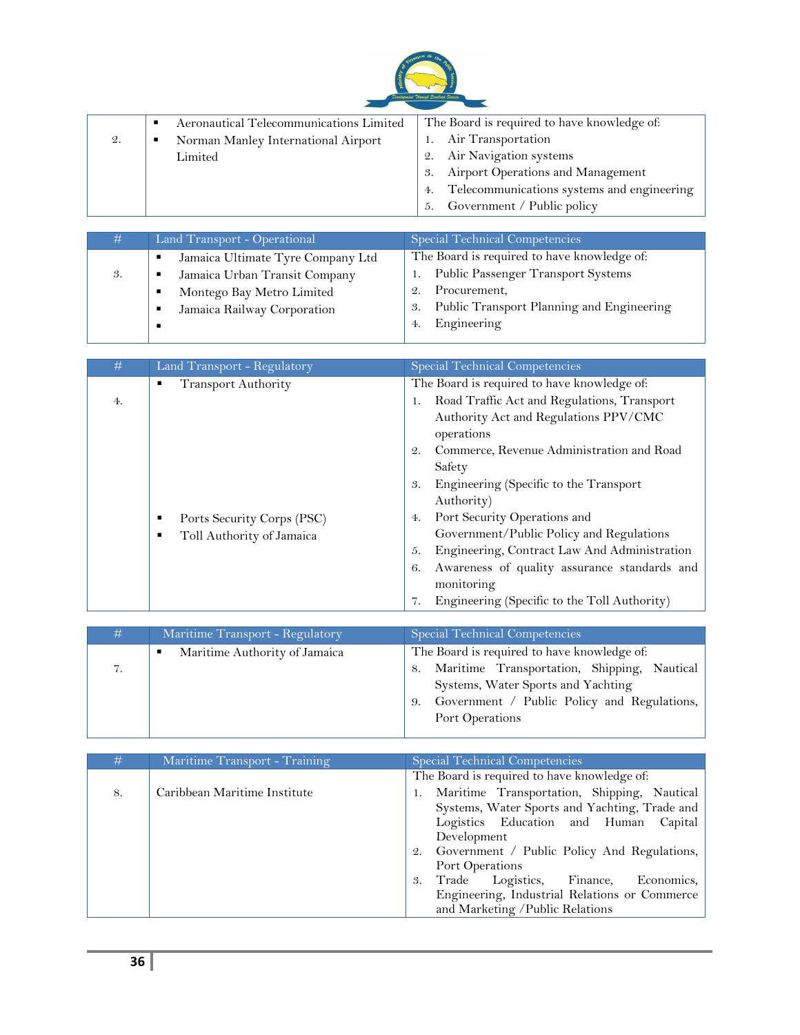| | | |
|---|---|---|
| 2. | ▪ Aeronautical Telecommunications Limited<br>▪ Norman Manley International Airport Limited | The Board is required to have knowledge of:<br>1. Air Transportation<br>2. Air Navigation systems<br>3. Airport Operations and Management<br>4. Telecommunications systems and engineering<br>5. Government / Public policy |

| # | Land Transport - Operational | Special Technical Competencies |
|---|---|---|
| 3. | ▪ Jamaica Ultimate Tyre Company Ltd<br>▪ Jamaica Urban Transit Company<br>▪ Montego Bay Metro Limited<br>▪ Jamaica Railway Corporation<br>▪ | The Board is required to have knowledge of:<br>1. Public Passenger Transport Systems<br>2. Procurement,<br>3. Public Transport Planning and Engineering<br>4. Engineering |

| # | Land Transport - Regulatory | Special Technical Competencies |
|---|---|---|
| 4. | ▪ Transport Authority<br>▪ Ports Security Corps (PSC)<br>▪ Toll Authority of Jamaica | The Board is required to have knowledge of:<br>1. Road Traffic Act and Regulations, Transport Authority Act and Regulations PPV/CMC operations<br>2. Commerce, Revenue Administration and Road Safety<br>3. Engineering (Specific to the Transport Authority)<br>4. Port Security Operations and Government/Public Policy and Regulations<br>5. Engineering, Contract Law And Administration<br>6. Awareness of quality assurance standards and monitoring<br>7. Engineering (Specific to the Toll Authority) |

| # | Maritime Transport - Regulatory | Special Technical Competencies |
|---|---|---|
| 7. | ▪ Maritime Authority of Jamaica | The Board is required to have knowledge of:<br>8. Maritime Transportation, Shipping, Nautical Systems, Water Sports and Yachting<br>9. Government / Public Policy and Regulations, Port Operations |

| # | Maritime Transport - Training | Special Technical Competencies |
|---|---|---|
| 8. | Caribbean Maritime Institute | The Board is required to have knowledge of:<br>1. Maritime Transportation, Shipping, Nautical Systems, Water Sports and Yachting, Trade and Logistics Education and Human Capital Development<br>2. Government / Public Policy And Regulations, Port Operations<br>3. Trade Logistics, Finance, Economics, Engineering, Industrial Relations or Commerce and Marketing /Public Relations |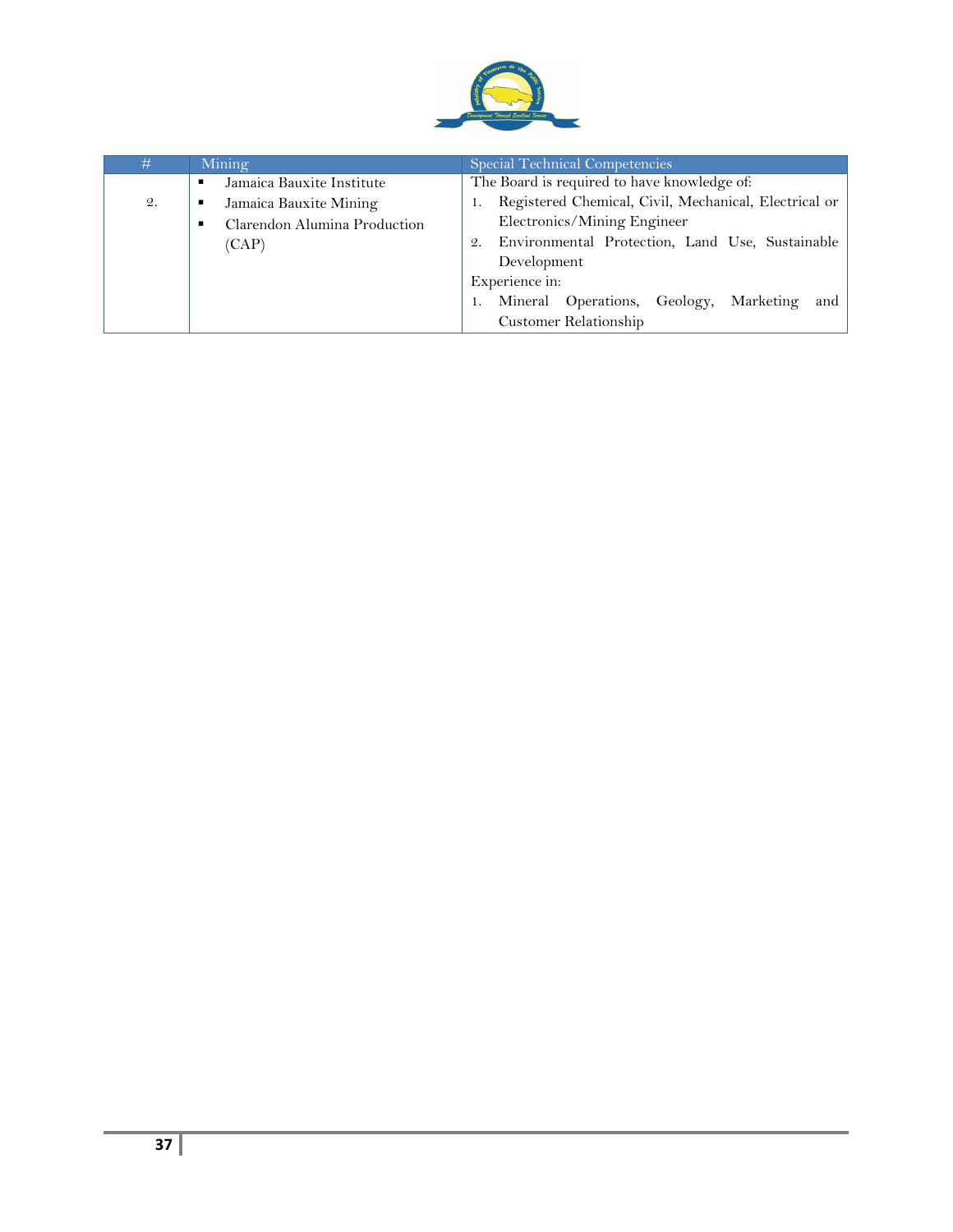| # | Mining | Special Technical Competencies |
|---|---|---|
| 2. | ▪ Jamaica Bauxite Institute<br>▪ Jamaica Bauxite Mining<br>▪ Clarendon Alumina Production (CAP) | The Board is required to have knowledge of:<br>1. Registered Chemical, Civil, Mechanical, Electrical or Electronics/Mining Engineer<br>2. Environmental Protection, Land Use, Sustainable Development<br>Experience in:<br>1. Mineral Operations, Geology, Marketing and Customer Relationship |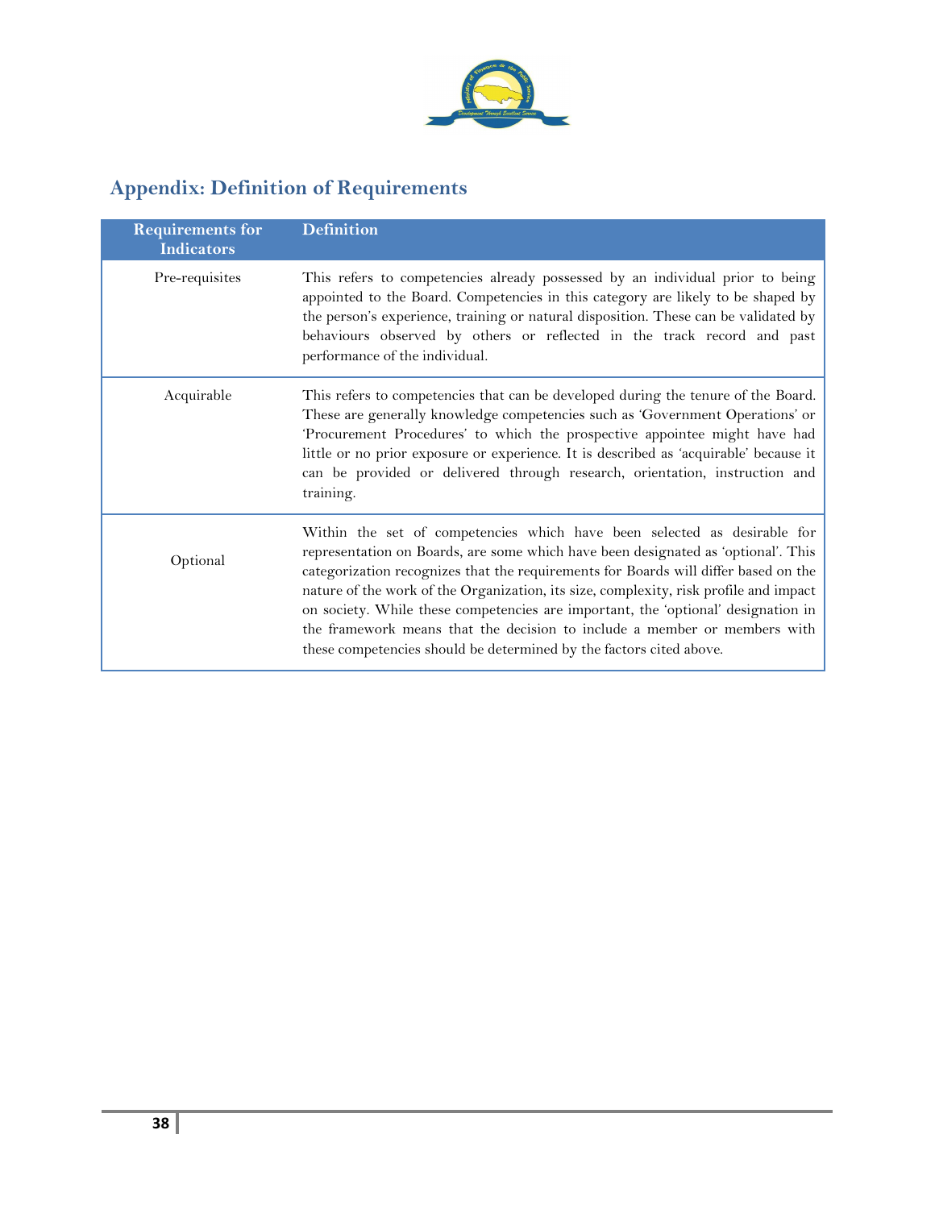## Appendix: Definition of Requirements

| Requirements for Indicators | Definition |
|---|---|
| Pre-requisites | This refers to competencies already possessed by an individual prior to being appointed to the Board. Competencies in this category are likely to be shaped by the person's experience, training or natural disposition. These can be validated by behaviours observed by others or reflected in the track record and past performance of the individual. |
| Acquirable | This refers to competencies that can be developed during the tenure of the Board. These are generally knowledge competencies such as 'Government Operations' or 'Procurement Procedures' to which the prospective appointee might have had little or no prior exposure or experience. It is described as 'acquirable' because it can be provided or delivered through research, orientation, instruction and training. |
| Optional | Within the set of competencies which have been selected as desirable for representation on Boards, are some which have been designated as 'optional'. This categorization recognizes that the requirements for Boards will differ based on the nature of the work of the Organization, its size, complexity, risk profile and impact on society. While these competencies are important, the 'optional' designation in the framework means that the decision to include a member or members with these competencies should be determined by the factors cited above. |